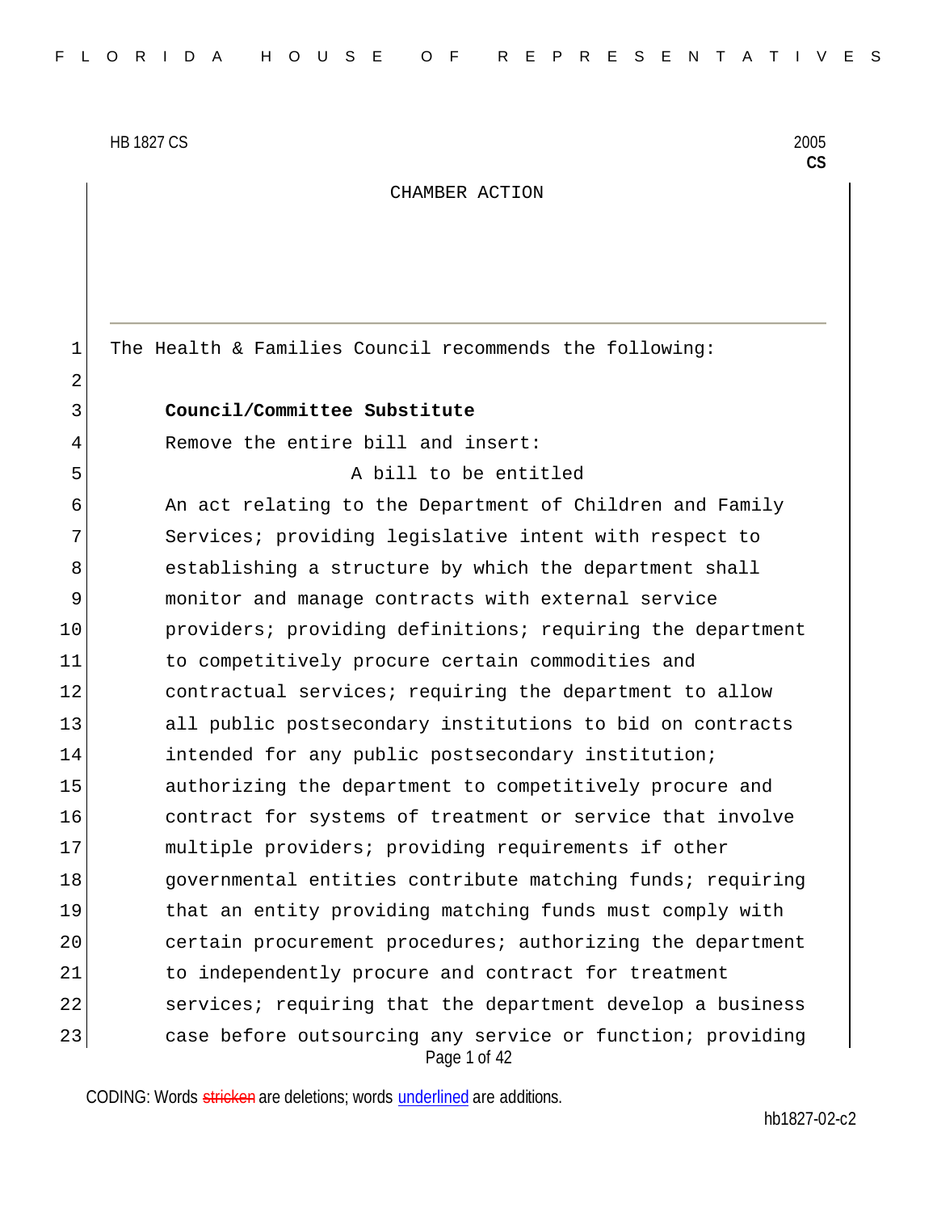HB 1827 CS 2005
**CS**

CHAMBER ACTION

The Health & Families Council recommends the following:

**Council/Committee Substitute**

Remove the entire bill and insert:

A bill to be entitled

An act relating to the Department of Children and Family Services; providing legislative intent with respect to establishing a structure by which the department shall monitor and manage contracts with external service providers; providing definitions; requiring the department to competitively procure certain commodities and contractual services; requiring the department to allow all public postsecondary institutions to bid on contracts intended for any public postsecondary institution; authorizing the department to competitively procure and contract for systems of treatment or service that involve multiple providers; providing requirements if other governmental entities contribute matching funds; requiring that an entity providing matching funds must comply with certain procurement procedures; authorizing the department to independently procure and contract for treatment services; requiring that the department develop a business case before outsourcing any service or function; providing

CODING: Words ~~stricken~~ are deletions; words <u>underlined</u> are additions.

hb1827-02-c2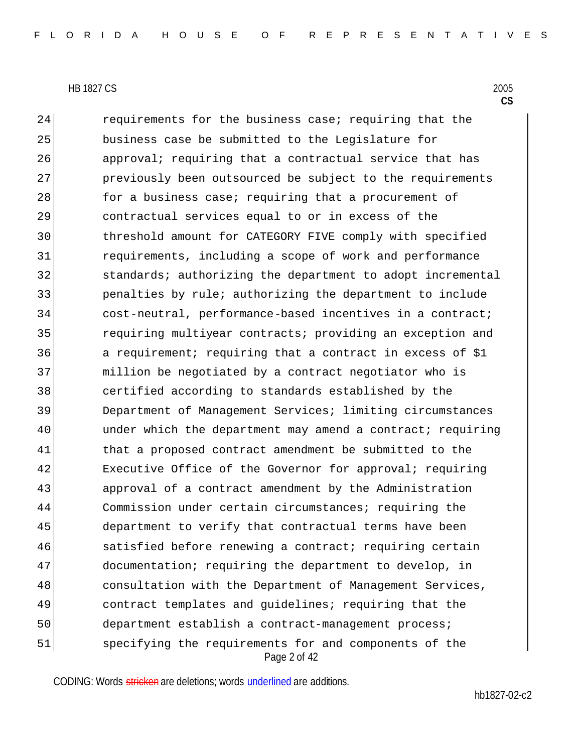requirements for the business case; requiring that the business case be submitted to the Legislature for approval; requiring that a contractual service that has previously been outsourced be subject to the requirements for a business case; requiring that a procurement of contractual services equal to or in excess of the threshold amount for CATEGORY FIVE comply with specified requirements, including a scope of work and performance standards; authorizing the department to adopt incremental penalties by rule; authorizing the department to include cost-neutral, performance-based incentives in a contract; requiring multiyear contracts; providing an exception and a requirement; requiring that a contract in excess of $1 million be negotiated by a contract negotiator who is certified according to standards established by the Department of Management Services; limiting circumstances under which the department may amend a contract; requiring that a proposed contract amendment be submitted to the Executive Office of the Governor for approval; requiring approval of a contract amendment by the Administration Commission under certain circumstances; requiring the department to verify that contractual terms have been satisfied before renewing a contract; requiring certain documentation; requiring the department to develop, in consultation with the Department of Management Services, contract templates and guidelines; requiring that the department establish a contract-management process; specifying the requirements for and components of the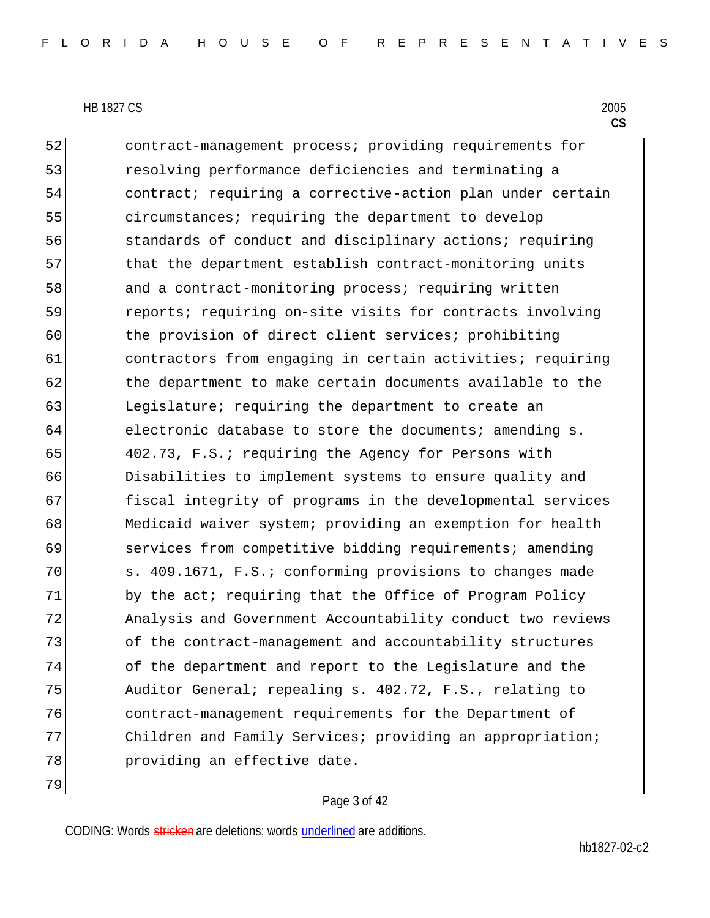contract-management process; providing requirements for resolving performance deficiencies and terminating a contract; requiring a corrective-action plan under certain circumstances; requiring the department to develop standards of conduct and disciplinary actions; requiring that the department establish contract-monitoring units and a contract-monitoring process; requiring written reports; requiring on-site visits for contracts involving the provision of direct client services; prohibiting contractors from engaging in certain activities; requiring the department to make certain documents available to the Legislature; requiring the department to create an electronic database to store the documents; amending s. 402.73, F.S.; requiring the Agency for Persons with Disabilities to implement systems to ensure quality and fiscal integrity of programs in the developmental services Medicaid waiver system; providing an exemption for health services from competitive bidding requirements; amending s. 409.1671, F.S.; conforming provisions to changes made by the act; requiring that the Office of Program Policy Analysis and Government Accountability conduct two reviews of the contract-management and accountability structures of the department and report to the Legislature and the Auditor General; repealing s. 402.72, F.S., relating to contract-management requirements for the Department of Children and Family Services; providing an appropriation; providing an effective date.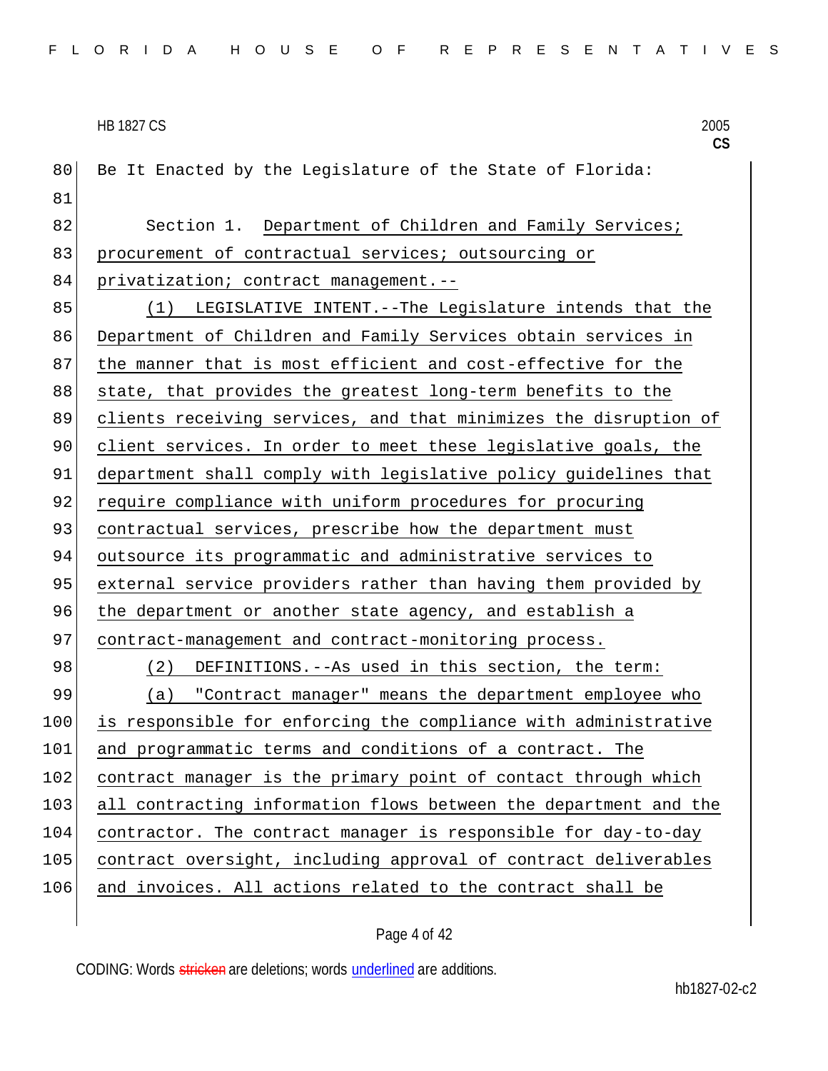Be It Enacted by the Legislature of the State of Florida:

Section 1. Department of Children and Family Services; procurement of contractual services; outsourcing or privatization; contract management.--

(1) LEGISLATIVE INTENT.--The Legislature intends that the Department of Children and Family Services obtain services in the manner that is most efficient and cost-effective for the state, that provides the greatest long-term benefits to the clients receiving services, and that minimizes the disruption of client services. In order to meet these legislative goals, the department shall comply with legislative policy guidelines that require compliance with uniform procedures for procuring contractual services, prescribe how the department must outsource its programmatic and administrative services to external service providers rather than having them provided by the department or another state agency, and establish a contract-management and contract-monitoring process.

(2) DEFINITIONS.--As used in this section, the term:

(a) "Contract manager" means the department employee who is responsible for enforcing the compliance with administrative and programmatic terms and conditions of a contract. The contract manager is the primary point of contact through which all contracting information flows between the department and the contractor. The contract manager is responsible for day-to-day contract oversight, including approval of contract deliverables and invoices. All actions related to the contract shall be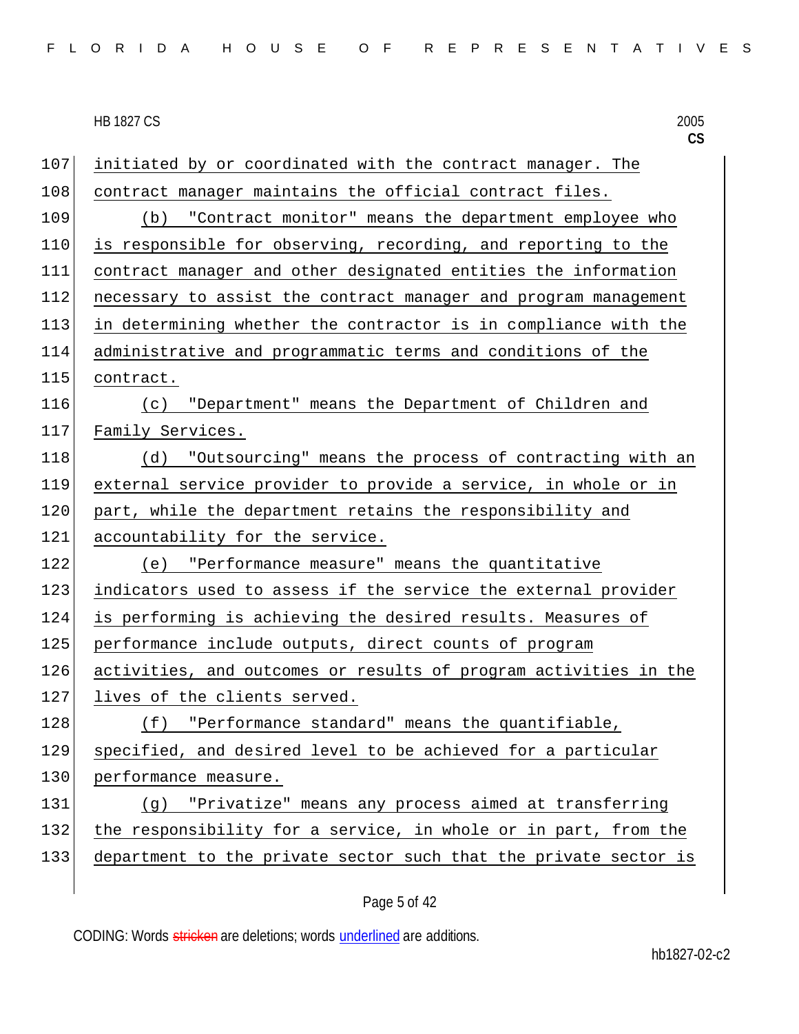initiated by or coordinated with the contract manager. The contract manager maintains the official contract files.

(b) "Contract monitor" means the department employee who is responsible for observing, recording, and reporting to the contract manager and other designated entities the information necessary to assist the contract manager and program management in determining whether the contractor is in compliance with the administrative and programmatic terms and conditions of the contract.

(c) "Department" means the Department of Children and Family Services.

(d) "Outsourcing" means the process of contracting with an external service provider to provide a service, in whole or in part, while the department retains the responsibility and accountability for the service.

(e) "Performance measure" means the quantitative indicators used to assess if the service the external provider is performing is achieving the desired results. Measures of performance include outputs, direct counts of program activities, and outcomes or results of program activities in the lives of the clients served.

(f) "Performance standard" means the quantifiable, specified, and desired level to be achieved for a particular performance measure.

(g) "Privatize" means any process aimed at transferring the responsibility for a service, in whole or in part, from the department to the private sector such that the private sector is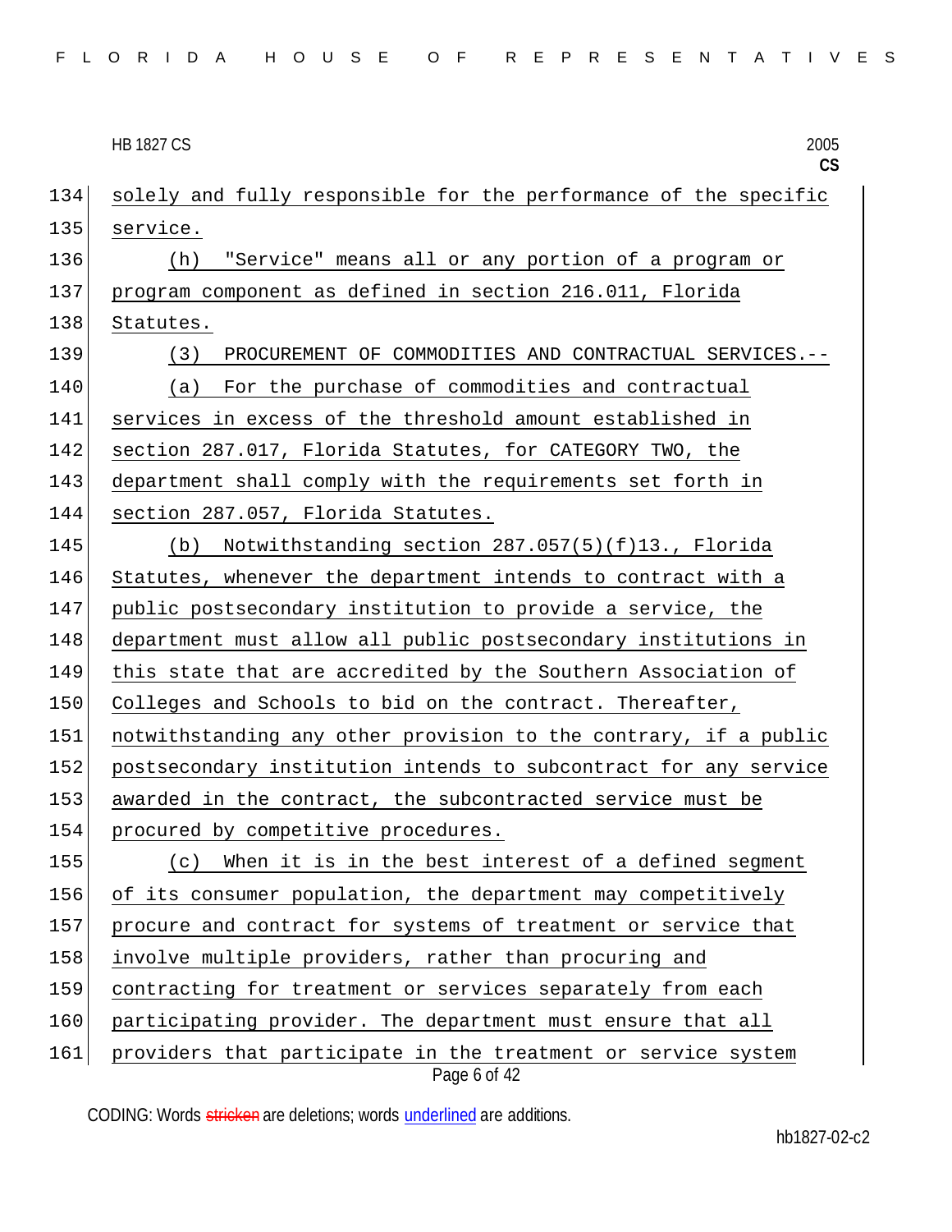solely and fully responsible for the performance of the specific service.

(h) "Service" means all or any portion of a program or program component as defined in section 216.011, Florida Statutes.

(3) PROCUREMENT OF COMMODITIES AND CONTRACTUAL SERVICES.--

(a) For the purchase of commodities and contractual services in excess of the threshold amount established in section 287.017, Florida Statutes, for CATEGORY TWO, the department shall comply with the requirements set forth in section 287.057, Florida Statutes.

(b) Notwithstanding section 287.057(5)(f)13., Florida Statutes, whenever the department intends to contract with a public postsecondary institution to provide a service, the department must allow all public postsecondary institutions in this state that are accredited by the Southern Association of Colleges and Schools to bid on the contract. Thereafter, notwithstanding any other provision to the contrary, if a public postsecondary institution intends to subcontract for any service awarded in the contract, the subcontracted service must be procured by competitive procedures.

(c) When it is in the best interest of a defined segment of its consumer population, the department may competitively procure and contract for systems of treatment or service that involve multiple providers, rather than procuring and contracting for treatment or services separately from each participating provider. The department must ensure that all providers that participate in the treatment or service system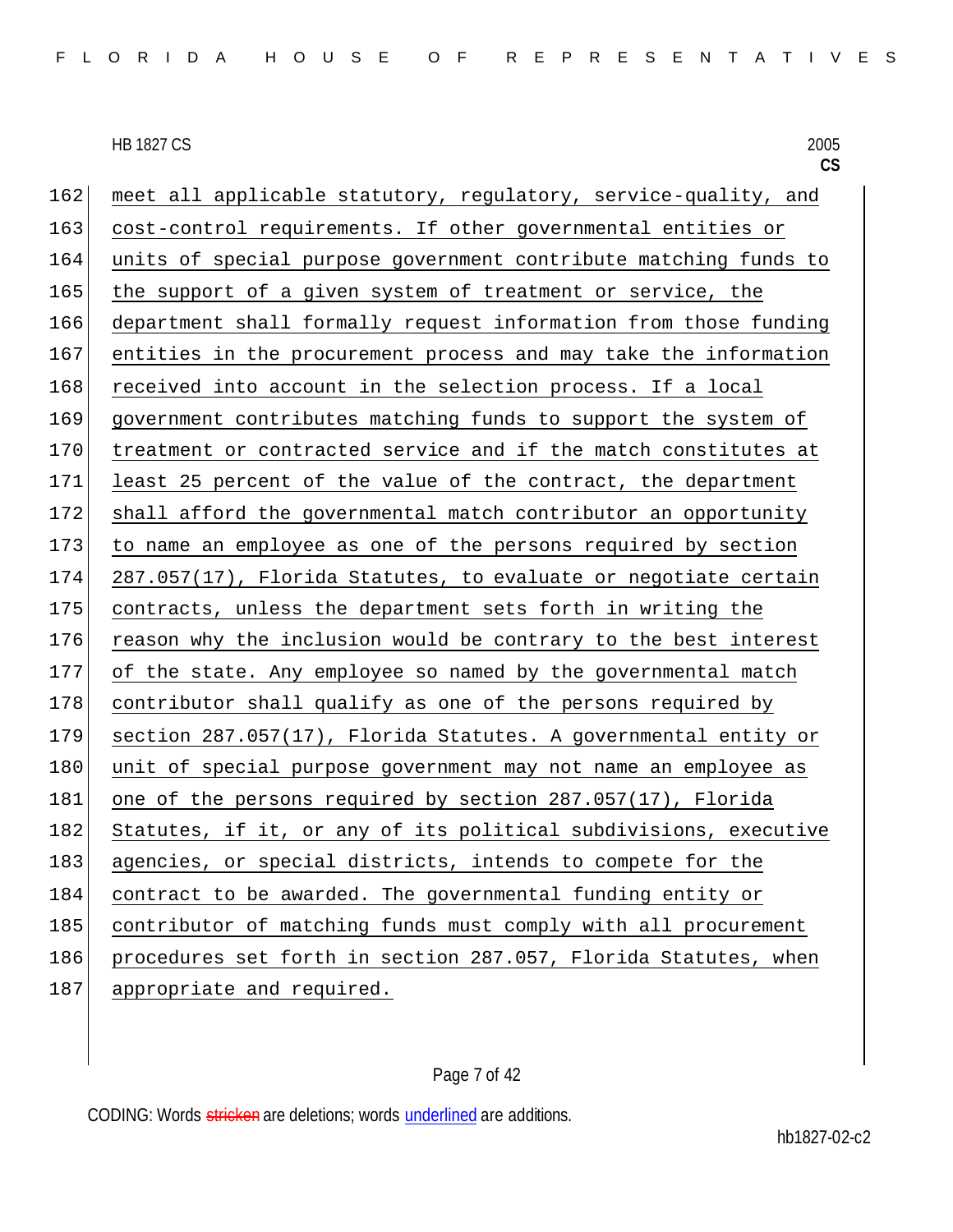meet all applicable statutory, regulatory, service-quality, and cost-control requirements. If other governmental entities or units of special purpose government contribute matching funds to the support of a given system of treatment or service, the department shall formally request information from those funding entities in the procurement process and may take the information received into account in the selection process. If a local government contributes matching funds to support the system of treatment or contracted service and if the match constitutes at least 25 percent of the value of the contract, the department shall afford the governmental match contributor an opportunity to name an employee as one of the persons required by section 287.057(17), Florida Statutes, to evaluate or negotiate certain contracts, unless the department sets forth in writing the reason why the inclusion would be contrary to the best interest of the state. Any employee so named by the governmental match contributor shall qualify as one of the persons required by section 287.057(17), Florida Statutes. A governmental entity or unit of special purpose government may not name an employee as one of the persons required by section 287.057(17), Florida Statutes, if it, or any of its political subdivisions, executive agencies, or special districts, intends to compete for the contract to be awarded. The governmental funding entity or contributor of matching funds must comply with all procurement procedures set forth in section 287.057, Florida Statutes, when appropriate and required.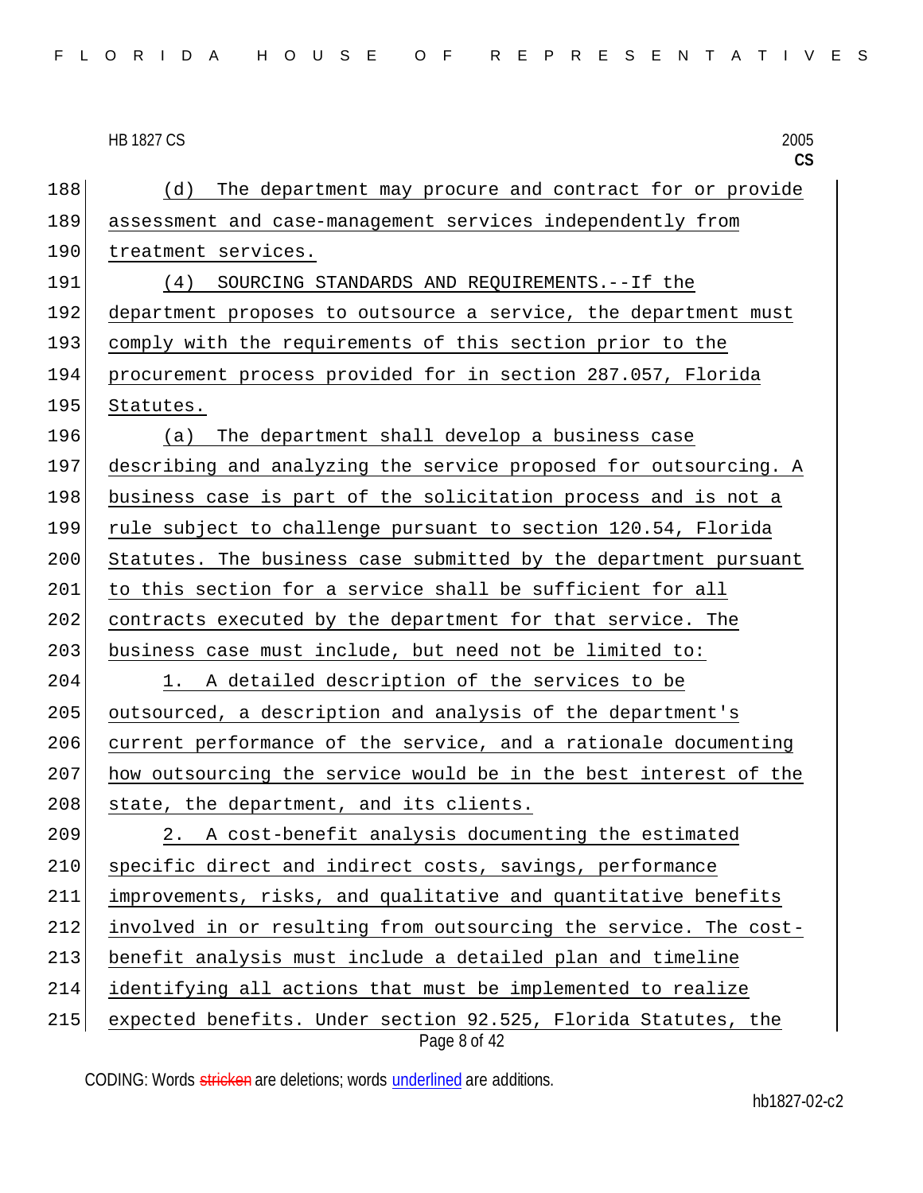(d) The department may procure and contract for or provide assessment and case-management services independently from treatment services.

(4) SOURCING STANDARDS AND REQUIREMENTS.--If the department proposes to outsource a service, the department must comply with the requirements of this section prior to the procurement process provided for in section 287.057, Florida Statutes.

(a) The department shall develop a business case describing and analyzing the service proposed for outsourcing. A business case is part of the solicitation process and is not a rule subject to challenge pursuant to section 120.54, Florida Statutes. The business case submitted by the department pursuant to this section for a service shall be sufficient for all contracts executed by the department for that service. The business case must include, but need not be limited to:

1. A detailed description of the services to be outsourced, a description and analysis of the department's current performance of the service, and a rationale documenting how outsourcing the service would be in the best interest of the state, the department, and its clients.

2. A cost-benefit analysis documenting the estimated specific direct and indirect costs, savings, performance improvements, risks, and qualitative and quantitative benefits involved in or resulting from outsourcing the service. The cost-benefit analysis must include a detailed plan and timeline identifying all actions that must be implemented to realize expected benefits. Under section 92.525, Florida Statutes, the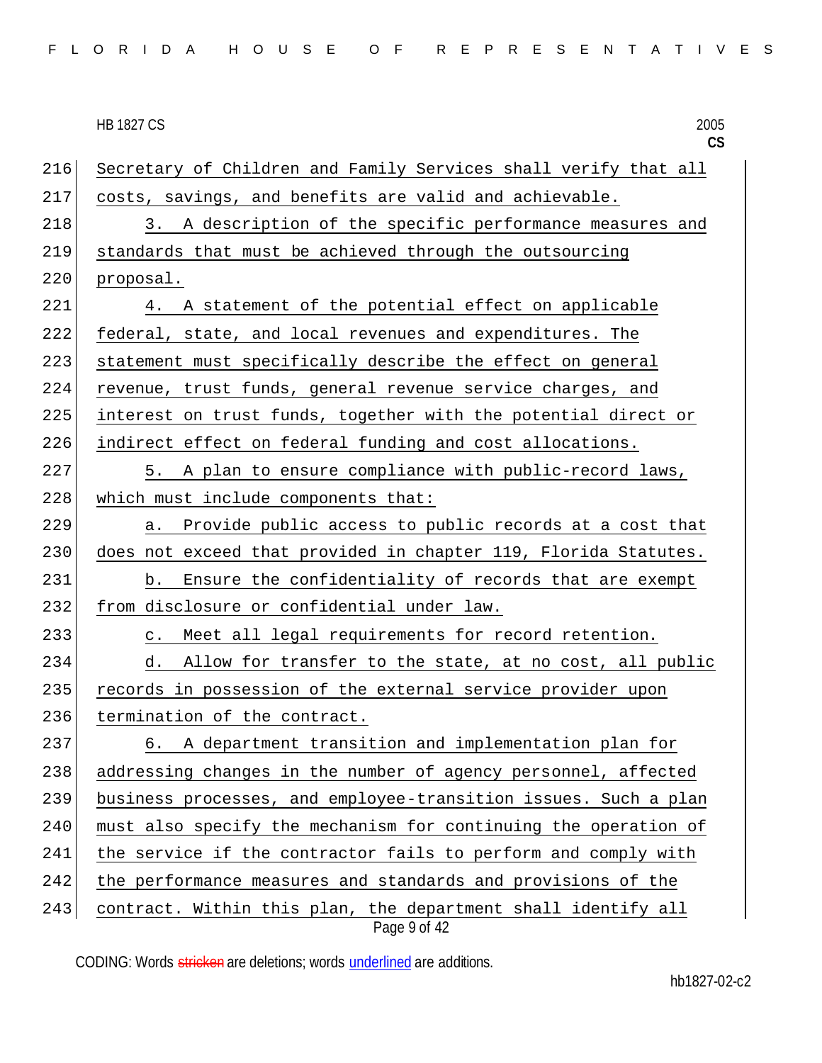Secretary of Children and Family Services shall verify that all costs, savings, and benefits are valid and achievable.

3. A description of the specific performance measures and standards that must be achieved through the outsourcing proposal.

4. A statement of the potential effect on applicable federal, state, and local revenues and expenditures. The statement must specifically describe the effect on general revenue, trust funds, general revenue service charges, and interest on trust funds, together with the potential direct or indirect effect on federal funding and cost allocations.

5. A plan to ensure compliance with public-record laws, which must include components that:

a. Provide public access to public records at a cost that does not exceed that provided in chapter 119, Florida Statutes.

b. Ensure the confidentiality of records that are exempt from disclosure or confidential under law.

c. Meet all legal requirements for record retention.

d. Allow for transfer to the state, at no cost, all public records in possession of the external service provider upon termination of the contract.

6. A department transition and implementation plan for addressing changes in the number of agency personnel, affected business processes, and employee-transition issues. Such a plan must also specify the mechanism for continuing the operation of the service if the contractor fails to perform and comply with the performance measures and standards and provisions of the contract. Within this plan, the department shall identify all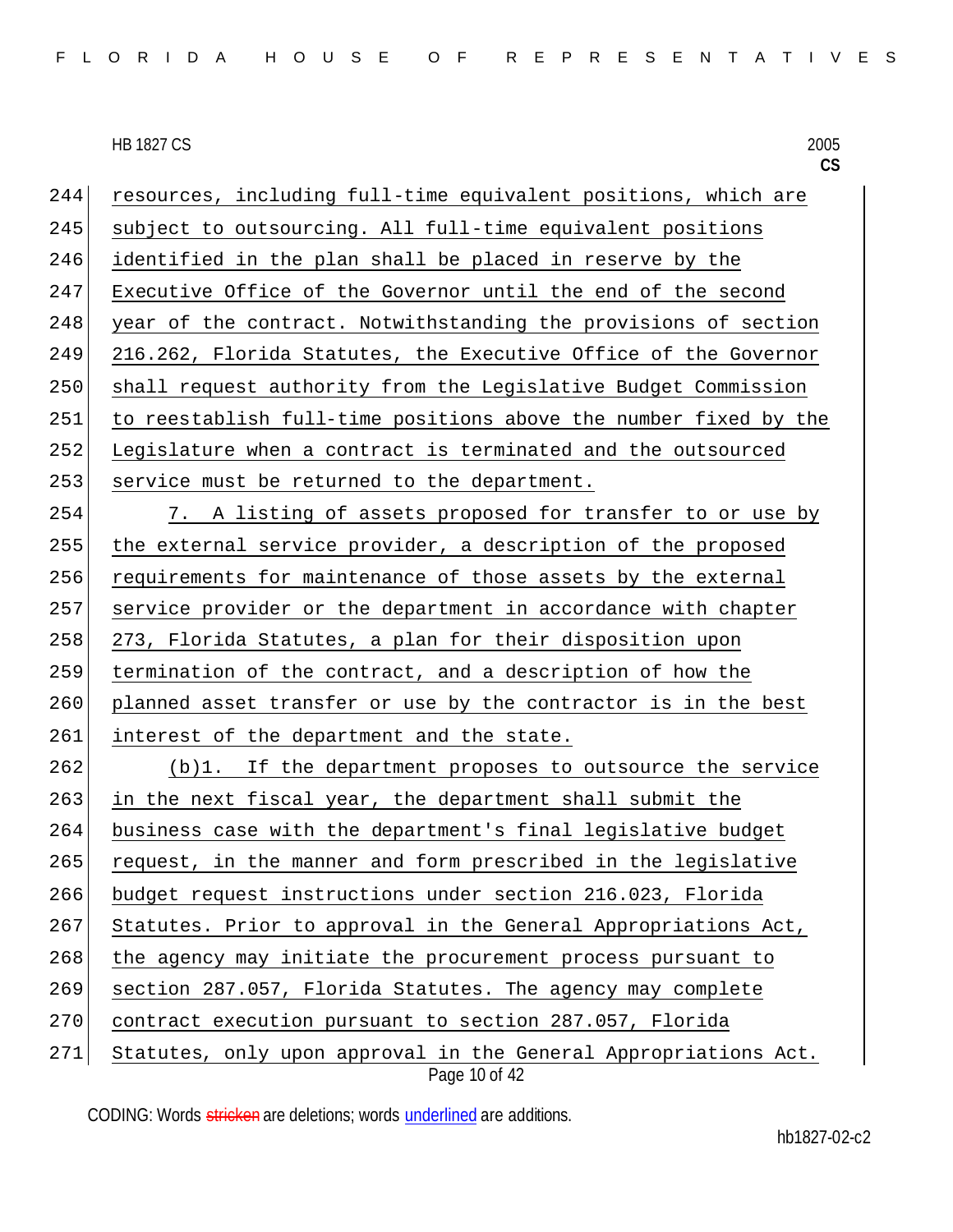resources, including full-time equivalent positions, which are subject to outsourcing. All full-time equivalent positions identified in the plan shall be placed in reserve by the Executive Office of the Governor until the end of the second year of the contract. Notwithstanding the provisions of section 216.262, Florida Statutes, the Executive Office of the Governor shall request authority from the Legislative Budget Commission to reestablish full-time positions above the number fixed by the Legislature when a contract is terminated and the outsourced service must be returned to the department.

7. A listing of assets proposed for transfer to or use by the external service provider, a description of the proposed requirements for maintenance of those assets by the external service provider or the department in accordance with chapter 273, Florida Statutes, a plan for their disposition upon termination of the contract, and a description of how the planned asset transfer or use by the contractor is in the best interest of the department and the state.

(b)1. If the department proposes to outsource the service in the next fiscal year, the department shall submit the business case with the department's final legislative budget request, in the manner and form prescribed in the legislative budget request instructions under section 216.023, Florida Statutes. Prior to approval in the General Appropriations Act, the agency may initiate the procurement process pursuant to section 287.057, Florida Statutes. The agency may complete contract execution pursuant to section 287.057, Florida Statutes, only upon approval in the General Appropriations Act.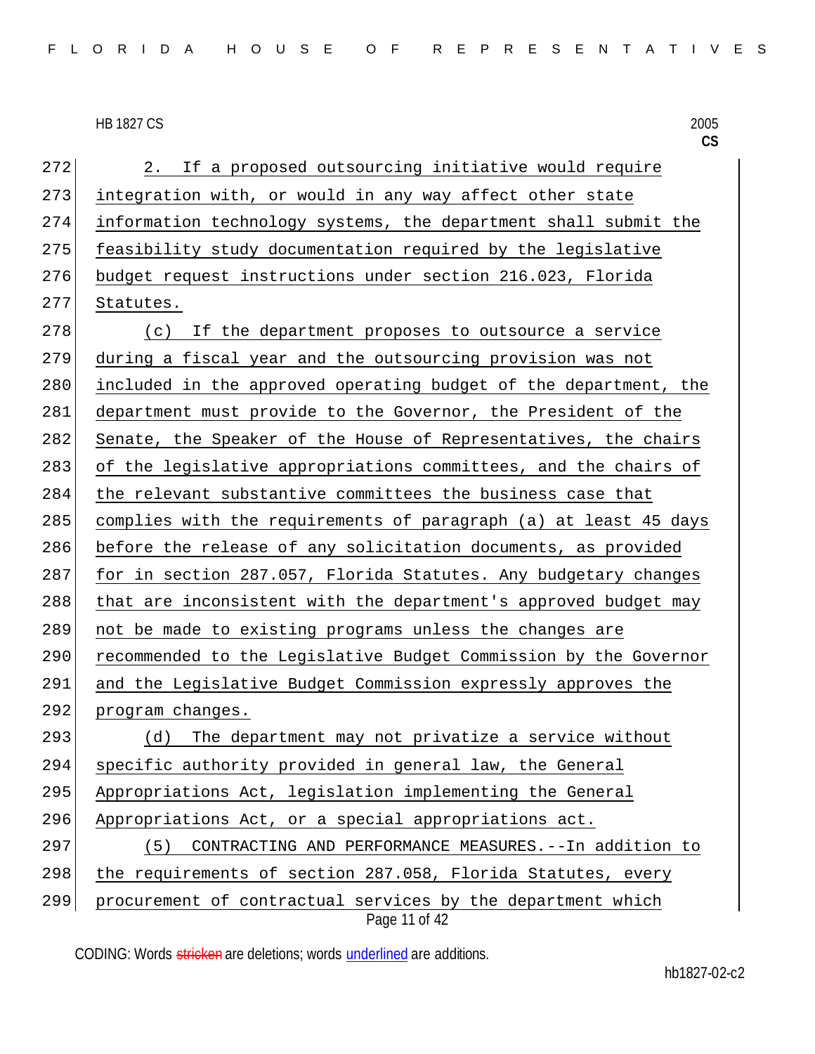2. If a proposed outsourcing initiative would require integration with, or would in any way affect other state information technology systems, the department shall submit the feasibility study documentation required by the legislative budget request instructions under section 216.023, Florida Statutes.

(c) If the department proposes to outsource a service during a fiscal year and the outsourcing provision was not included in the approved operating budget of the department, the department must provide to the Governor, the President of the Senate, the Speaker of the House of Representatives, the chairs of the legislative appropriations committees, and the chairs of the relevant substantive committees the business case that complies with the requirements of paragraph (a) at least 45 days before the release of any solicitation documents, as provided for in section 287.057, Florida Statutes. Any budgetary changes that are inconsistent with the department's approved budget may not be made to existing programs unless the changes are recommended to the Legislative Budget Commission by the Governor and the Legislative Budget Commission expressly approves the program changes.

(d) The department may not privatize a service without specific authority provided in general law, the General Appropriations Act, legislation implementing the General Appropriations Act, or a special appropriations act.

(5) CONTRACTING AND PERFORMANCE MEASURES.--In addition to the requirements of section 287.058, Florida Statutes, every procurement of contractual services by the department which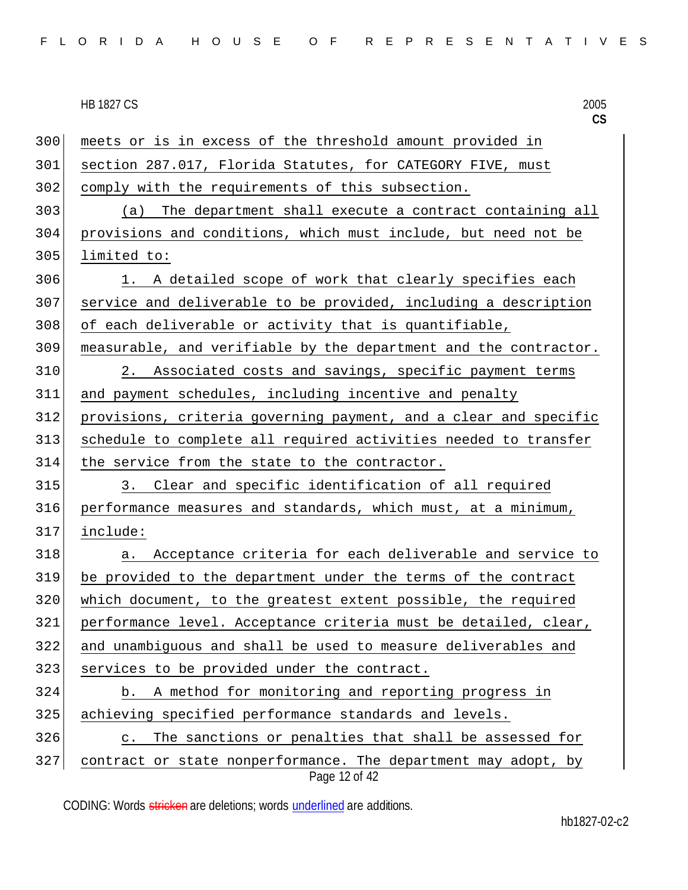meets or is in excess of the threshold amount provided in section 287.017, Florida Statutes, for CATEGORY FIVE, must comply with the requirements of this subsection.

(a) The department shall execute a contract containing all provisions and conditions, which must include, but need not be limited to:

1. A detailed scope of work that clearly specifies each service and deliverable to be provided, including a description of each deliverable or activity that is quantifiable, measurable, and verifiable by the department and the contractor.

2. Associated costs and savings, specific payment terms and payment schedules, including incentive and penalty provisions, criteria governing payment, and a clear and specific schedule to complete all required activities needed to transfer the service from the state to the contractor.

3. Clear and specific identification of all required performance measures and standards, which must, at a minimum, include:

a. Acceptance criteria for each deliverable and service to be provided to the department under the terms of the contract which document, to the greatest extent possible, the required performance level. Acceptance criteria must be detailed, clear, and unambiguous and shall be used to measure deliverables and services to be provided under the contract.

b. A method for monitoring and reporting progress in achieving specified performance standards and levels.

c. The sanctions or penalties that shall be assessed for contract or state nonperformance. The department may adopt, by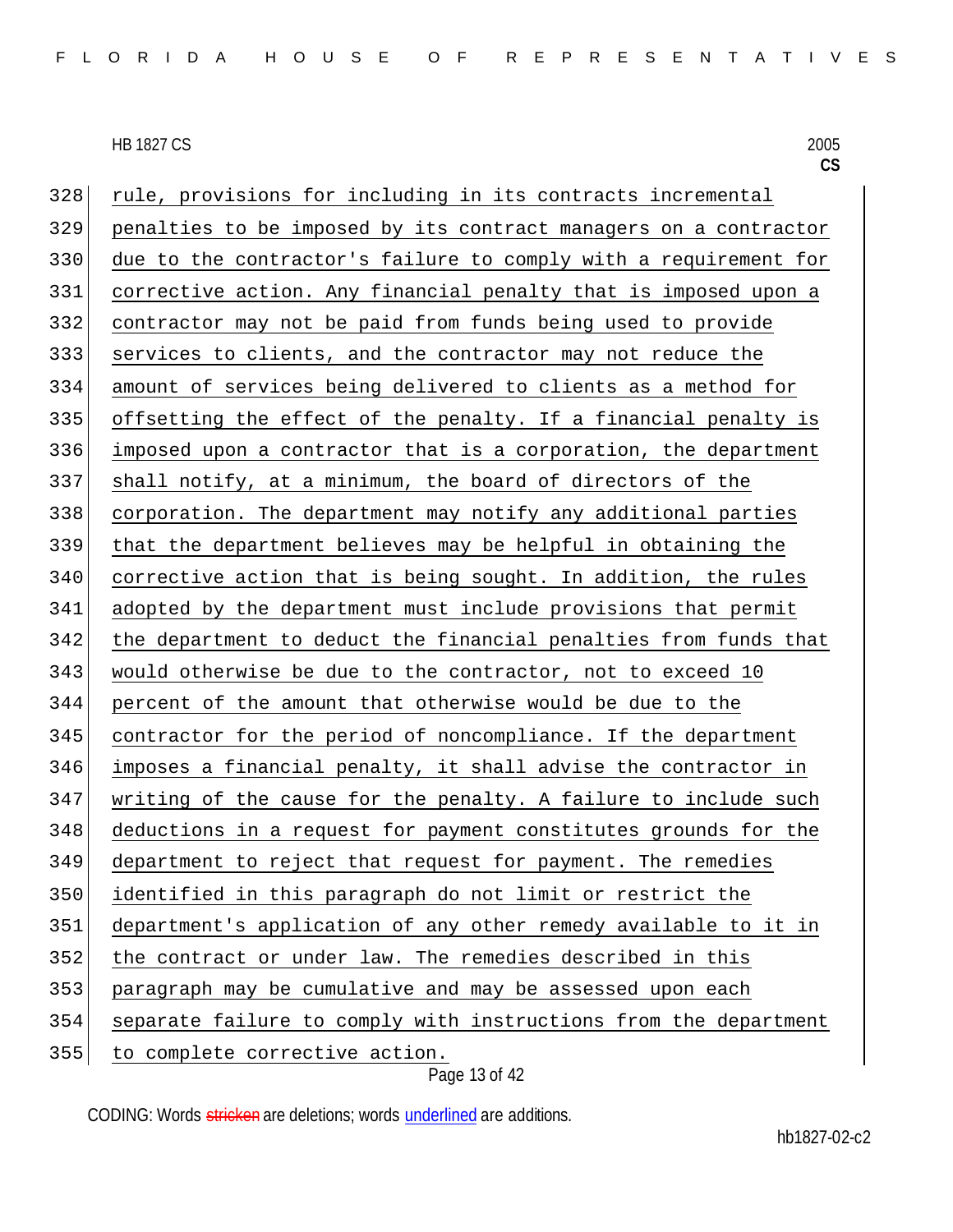rule, provisions for including in its contracts incremental penalties to be imposed by its contract managers on a contractor due to the contractor's failure to comply with a requirement for corrective action. Any financial penalty that is imposed upon a contractor may not be paid from funds being used to provide services to clients, and the contractor may not reduce the amount of services being delivered to clients as a method for offsetting the effect of the penalty. If a financial penalty is imposed upon a contractor that is a corporation, the department shall notify, at a minimum, the board of directors of the corporation. The department may notify any additional parties that the department believes may be helpful in obtaining the corrective action that is being sought. In addition, the rules adopted by the department must include provisions that permit the department to deduct the financial penalties from funds that would otherwise be due to the contractor, not to exceed 10 percent of the amount that otherwise would be due to the contractor for the period of noncompliance. If the department imposes a financial penalty, it shall advise the contractor in writing of the cause for the penalty. A failure to include such deductions in a request for payment constitutes grounds for the department to reject that request for payment. The remedies identified in this paragraph do not limit or restrict the department's application of any other remedy available to it in the contract or under law. The remedies described in this paragraph may be cumulative and may be assessed upon each separate failure to comply with instructions from the department to complete corrective action.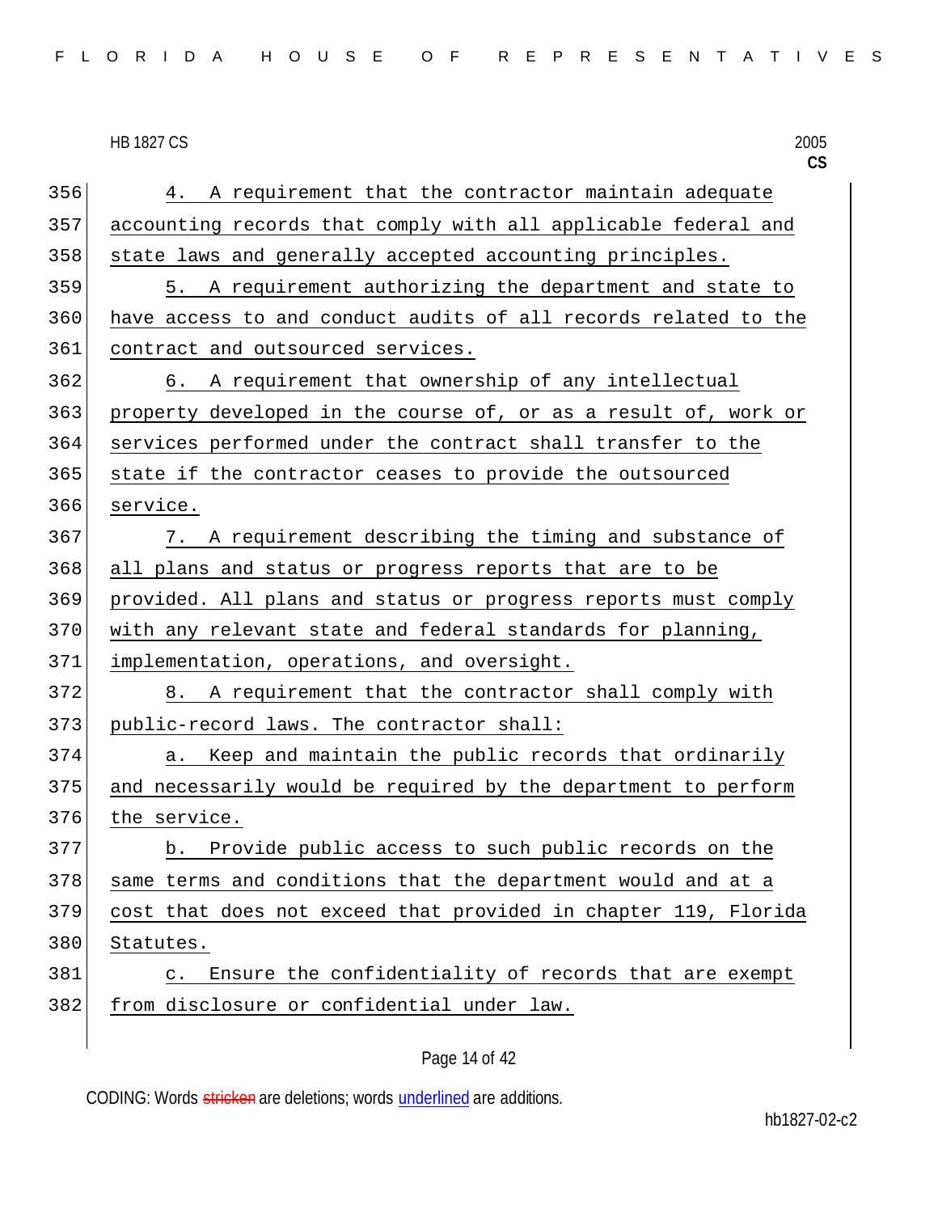4. A requirement that the contractor maintain adequate accounting records that comply with all applicable federal and state laws and generally accepted accounting principles.

5. A requirement authorizing the department and state to have access to and conduct audits of all records related to the contract and outsourced services.

6. A requirement that ownership of any intellectual property developed in the course of, or as a result of, work or services performed under the contract shall transfer to the state if the contractor ceases to provide the outsourced service.

7. A requirement describing the timing and substance of all plans and status or progress reports that are to be provided. All plans and status or progress reports must comply with any relevant state and federal standards for planning, implementation, operations, and oversight.

8. A requirement that the contractor shall comply with public-record laws. The contractor shall:

a. Keep and maintain the public records that ordinarily and necessarily would be required by the department to perform the service.

b. Provide public access to such public records on the same terms and conditions that the department would and at a cost that does not exceed that provided in chapter 119, Florida Statutes.

c. Ensure the confidentiality of records that are exempt from disclosure or confidential under law.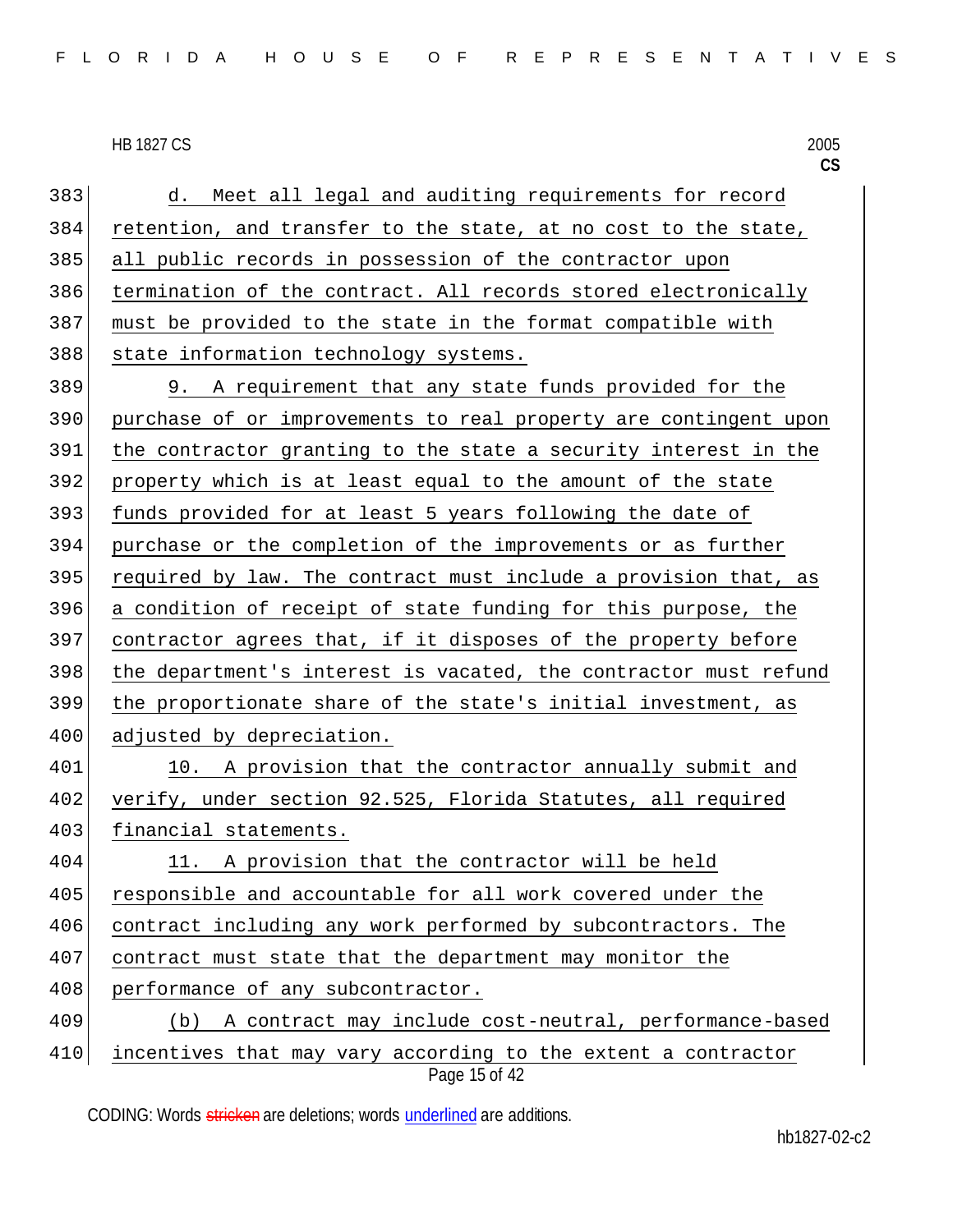d. Meet all legal and auditing requirements for record retention, and transfer to the state, at no cost to the state, all public records in possession of the contractor upon termination of the contract. All records stored electronically must be provided to the state in the format compatible with state information technology systems.

9. A requirement that any state funds provided for the purchase of or improvements to real property are contingent upon the contractor granting to the state a security interest in the property which is at least equal to the amount of the state funds provided for at least 5 years following the date of purchase or the completion of the improvements or as further required by law. The contract must include a provision that, as a condition of receipt of state funding for this purpose, the contractor agrees that, if it disposes of the property before the department's interest is vacated, the contractor must refund the proportionate share of the state's initial investment, as adjusted by depreciation.

10. A provision that the contractor annually submit and verify, under section 92.525, Florida Statutes, all required financial statements.

11. A provision that the contractor will be held responsible and accountable for all work covered under the contract including any work performed by subcontractors. The contract must state that the department may monitor the performance of any subcontractor.

(b) A contract may include cost-neutral, performance-based incentives that may vary according to the extent a contractor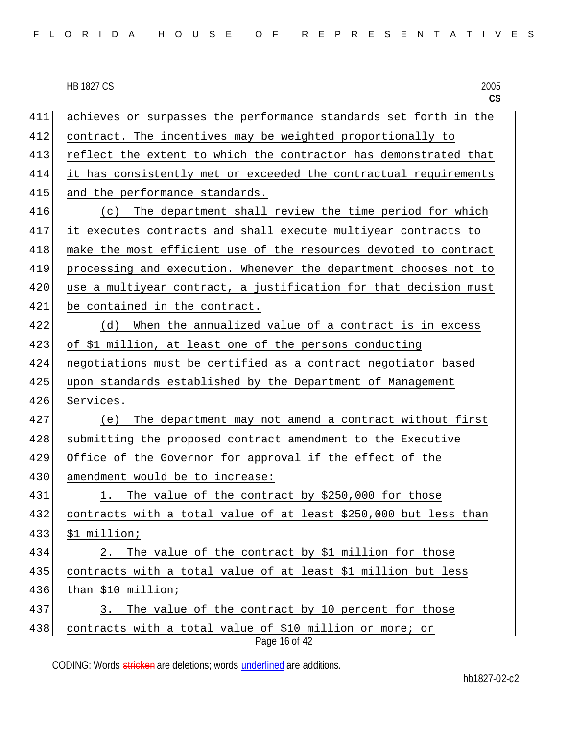achieves or surpasses the performance standards set forth in the contract. The incentives may be weighted proportionally to reflect the extent to which the contractor has demonstrated that it has consistently met or exceeded the contractual requirements and the performance standards.

(c) The department shall review the time period for which it executes contracts and shall execute multiyear contracts to make the most efficient use of the resources devoted to contract processing and execution. Whenever the department chooses not to use a multiyear contract, a justification for that decision must be contained in the contract.

(d) When the annualized value of a contract is in excess of $1 million, at least one of the persons conducting negotiations must be certified as a contract negotiator based upon standards established by the Department of Management Services.

(e) The department may not amend a contract without first submitting the proposed contract amendment to the Executive Office of the Governor for approval if the effect of the amendment would be to increase:

1. The value of the contract by $250,000 for those contracts with a total value of at least $250,000 but less than $1 million;

2. The value of the contract by $1 million for those contracts with a total value of at least $1 million but less than $10 million;

3. The value of the contract by 10 percent for those contracts with a total value of $10 million or more; or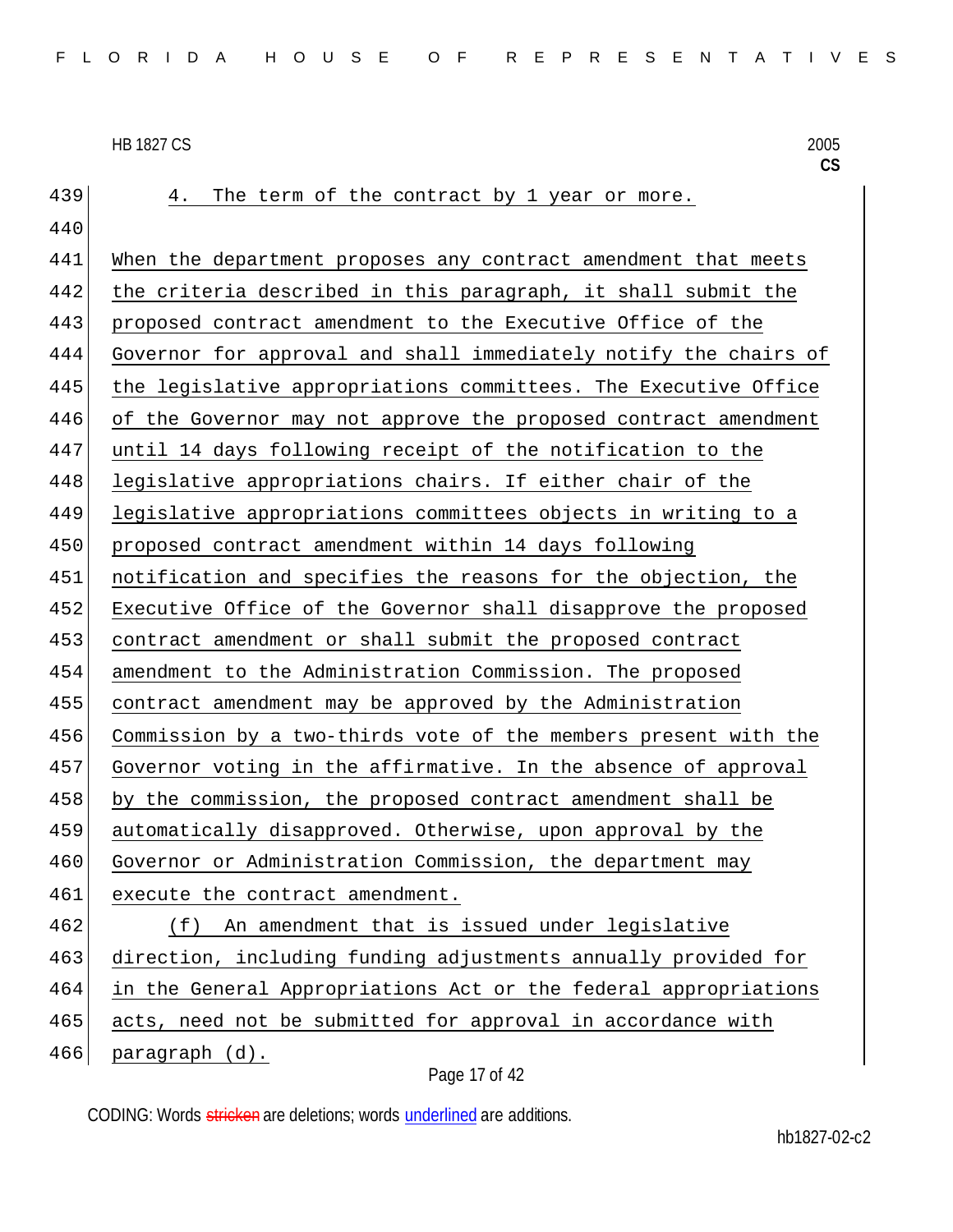4. The term of the contract by 1 year or more.

When the department proposes any contract amendment that meets the criteria described in this paragraph, it shall submit the proposed contract amendment to the Executive Office of the Governor for approval and shall immediately notify the chairs of the legislative appropriations committees. The Executive Office of the Governor may not approve the proposed contract amendment until 14 days following receipt of the notification to the legislative appropriations chairs. If either chair of the legislative appropriations committees objects in writing to a proposed contract amendment within 14 days following notification and specifies the reasons for the objection, the Executive Office of the Governor shall disapprove the proposed contract amendment or shall submit the proposed contract amendment to the Administration Commission. The proposed contract amendment may be approved by the Administration Commission by a two-thirds vote of the members present with the Governor voting in the affirmative. In the absence of approval by the commission, the proposed contract amendment shall be automatically disapproved. Otherwise, upon approval by the Governor or Administration Commission, the department may execute the contract amendment.

(f) An amendment that is issued under legislative direction, including funding adjustments annually provided for in the General Appropriations Act or the federal appropriations acts, need not be submitted for approval in accordance with paragraph (d).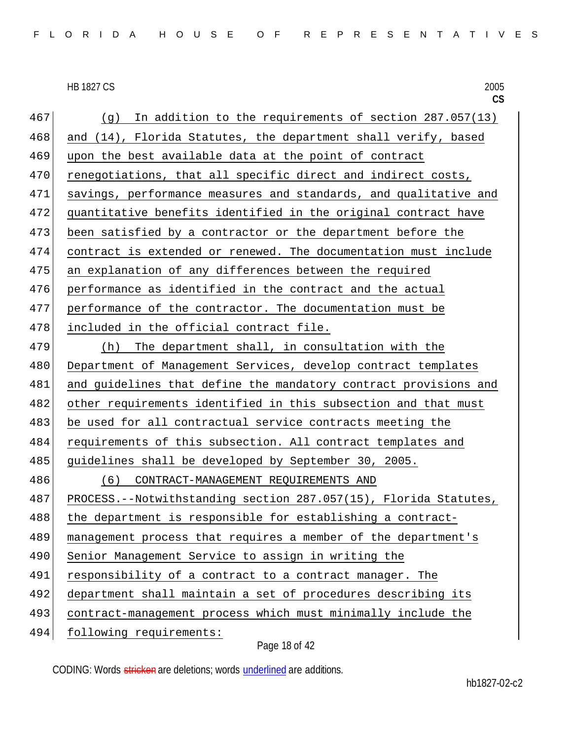(g) In addition to the requirements of section 287.057(13) and (14), Florida Statutes, the department shall verify, based upon the best available data at the point of contract renegotiations, that all specific direct and indirect costs, savings, performance measures and standards, and qualitative and quantitative benefits identified in the original contract have been satisfied by a contractor or the department before the contract is extended or renewed. The documentation must include an explanation of any differences between the required performance as identified in the contract and the actual performance of the contractor. The documentation must be included in the official contract file.

(h) The department shall, in consultation with the Department of Management Services, develop contract templates and guidelines that define the mandatory contract provisions and other requirements identified in this subsection and that must be used for all contractual service contracts meeting the requirements of this subsection. All contract templates and guidelines shall be developed by September 30, 2005.

(6) CONTRACT-MANAGEMENT REQUIREMENTS AND PROCESS.--Notwithstanding section 287.057(15), Florida Statutes, the department is responsible for establishing a contract-management process that requires a member of the department's Senior Management Service to assign in writing the responsibility of a contract to a contract manager. The department shall maintain a set of procedures describing its contract-management process which must minimally include the following requirements: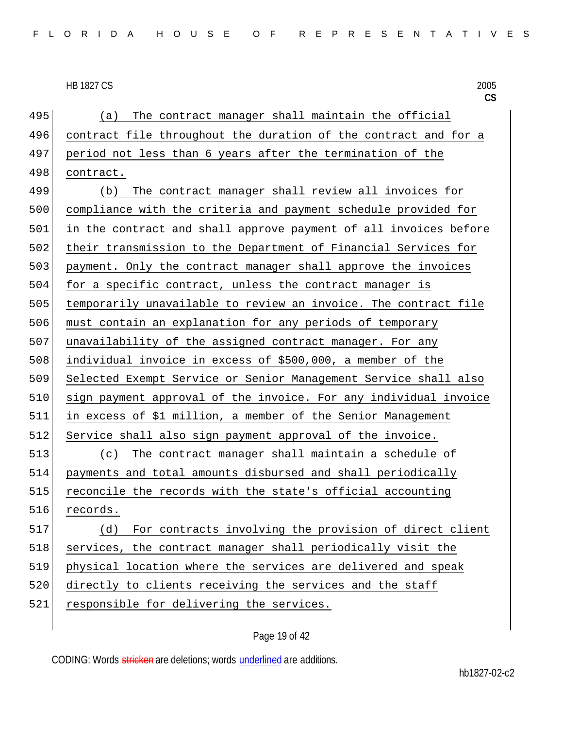(a) The contract manager shall maintain the official contract file throughout the duration of the contract and for a period not less than 6 years after the termination of the contract.

(b) The contract manager shall review all invoices for compliance with the criteria and payment schedule provided for in the contract and shall approve payment of all invoices before their transmission to the Department of Financial Services for payment. Only the contract manager shall approve the invoices for a specific contract, unless the contract manager is temporarily unavailable to review an invoice. The contract file must contain an explanation for any periods of temporary unavailability of the assigned contract manager. For any individual invoice in excess of $500,000, a member of the Selected Exempt Service or Senior Management Service shall also sign payment approval of the invoice. For any individual invoice in excess of $1 million, a member of the Senior Management Service shall also sign payment approval of the invoice.

(c) The contract manager shall maintain a schedule of payments and total amounts disbursed and shall periodically reconcile the records with the state's official accounting records.

(d) For contracts involving the provision of direct client services, the contract manager shall periodically visit the physical location where the services are delivered and speak directly to clients receiving the services and the staff responsible for delivering the services.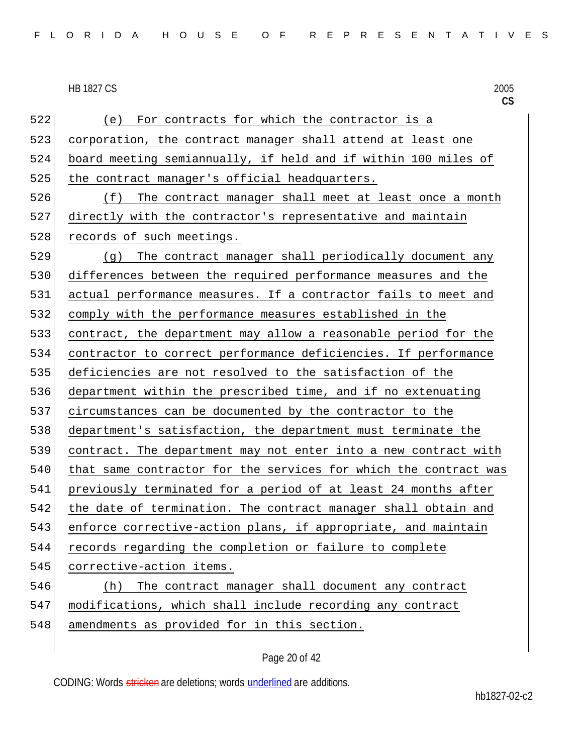(e) For contracts for which the contractor is a corporation, the contract manager shall attend at least one board meeting semiannually, if held and if within 100 miles of the contract manager's official headquarters.

(f) The contract manager shall meet at least once a month directly with the contractor's representative and maintain records of such meetings.

(g) The contract manager shall periodically document any differences between the required performance measures and the actual performance measures. If a contractor fails to meet and comply with the performance measures established in the contract, the department may allow a reasonable period for the contractor to correct performance deficiencies. If performance deficiencies are not resolved to the satisfaction of the department within the prescribed time, and if no extenuating circumstances can be documented by the contractor to the department's satisfaction, the department must terminate the contract. The department may not enter into a new contract with that same contractor for the services for which the contract was previously terminated for a period of at least 24 months after the date of termination. The contract manager shall obtain and enforce corrective-action plans, if appropriate, and maintain records regarding the completion or failure to complete corrective-action items.

(h) The contract manager shall document any contract modifications, which shall include recording any contract amendments as provided for in this section.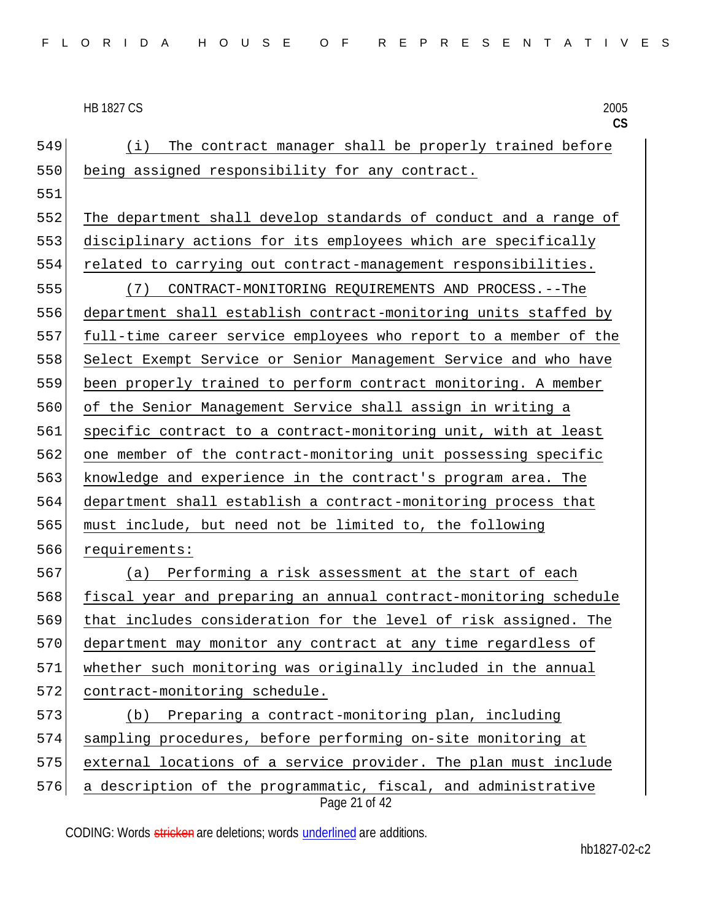(i) The contract manager shall be properly trained before being assigned responsibility for any contract.

The department shall develop standards of conduct and a range of disciplinary actions for its employees which are specifically related to carrying out contract-management responsibilities.

(7) CONTRACT-MONITORING REQUIREMENTS AND PROCESS.--The department shall establish contract-monitoring units staffed by full-time career service employees who report to a member of the Select Exempt Service or Senior Management Service and who have been properly trained to perform contract monitoring. A member of the Senior Management Service shall assign in writing a specific contract to a contract-monitoring unit, with at least one member of the contract-monitoring unit possessing specific knowledge and experience in the contract's program area. The department shall establish a contract-monitoring process that must include, but need not be limited to, the following requirements:

(a) Performing a risk assessment at the start of each fiscal year and preparing an annual contract-monitoring schedule that includes consideration for the level of risk assigned. The department may monitor any contract at any time regardless of whether such monitoring was originally included in the annual contract-monitoring schedule.

(b) Preparing a contract-monitoring plan, including sampling procedures, before performing on-site monitoring at external locations of a service provider. The plan must include a description of the programmatic, fiscal, and administrative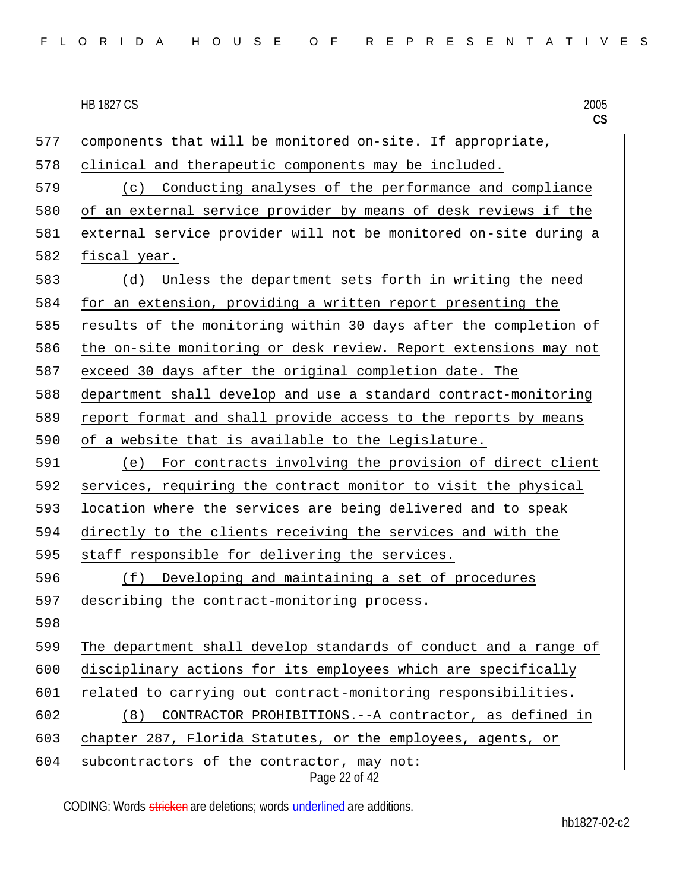components that will be monitored on-site. If appropriate, clinical and therapeutic components may be included.

(c) Conducting analyses of the performance and compliance of an external service provider by means of desk reviews if the external service provider will not be monitored on-site during a fiscal year.

(d) Unless the department sets forth in writing the need for an extension, providing a written report presenting the results of the monitoring within 30 days after the completion of the on-site monitoring or desk review. Report extensions may not exceed 30 days after the original completion date. The department shall develop and use a standard contract-monitoring report format and shall provide access to the reports by means of a website that is available to the Legislature.

(e) For contracts involving the provision of direct client services, requiring the contract monitor to visit the physical location where the services are being delivered and to speak directly to the clients receiving the services and with the staff responsible for delivering the services.

(f) Developing and maintaining a set of procedures describing the contract-monitoring process.

The department shall develop standards of conduct and a range of disciplinary actions for its employees which are specifically related to carrying out contract-monitoring responsibilities.

(8) CONTRACTOR PROHIBITIONS.--A contractor, as defined in chapter 287, Florida Statutes, or the employees, agents, or subcontractors of the contractor, may not: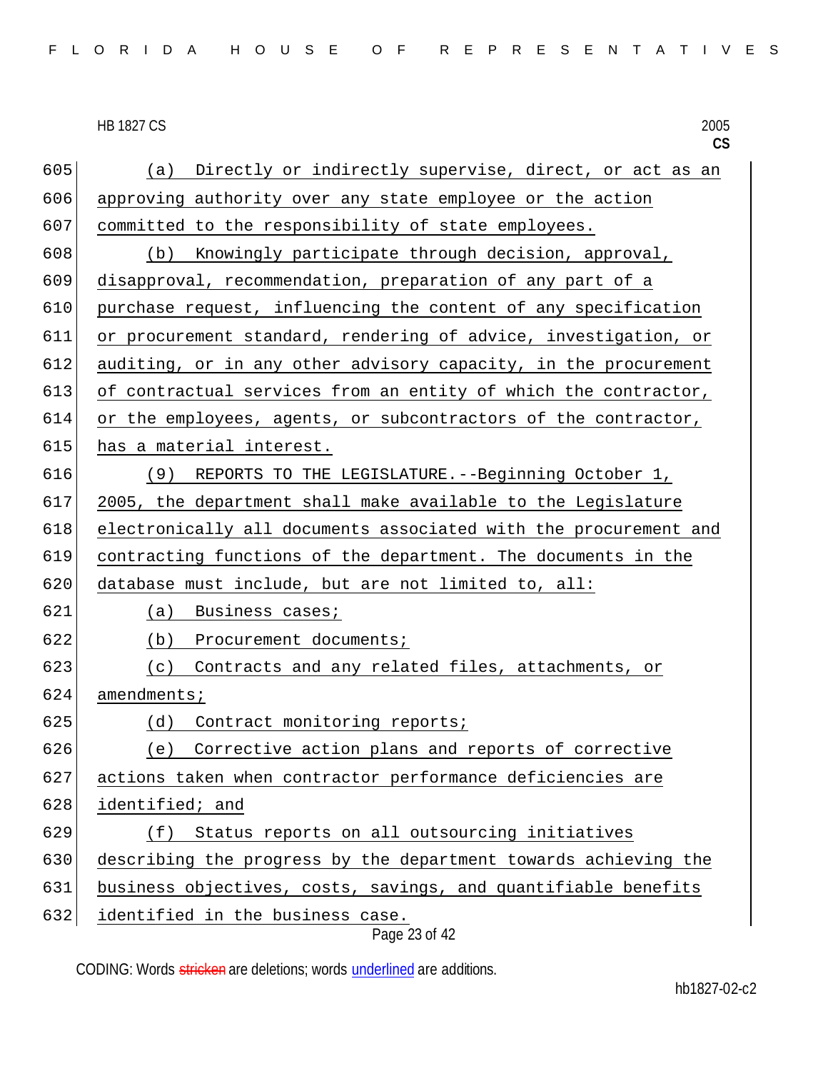(a) Directly or indirectly supervise, direct, or act as an approving authority over any state employee or the action committed to the responsibility of state employees.

(b) Knowingly participate through decision, approval, disapproval, recommendation, preparation of any part of a purchase request, influencing the content of any specification or procurement standard, rendering of advice, investigation, or auditing, or in any other advisory capacity, in the procurement of contractual services from an entity of which the contractor, or the employees, agents, or subcontractors of the contractor, has a material interest.

(9) REPORTS TO THE LEGISLATURE.--Beginning October 1, 2005, the department shall make available to the Legislature electronically all documents associated with the procurement and contracting functions of the department. The documents in the database must include, but are not limited to, all:

(a) Business cases;

(b) Procurement documents;

(c) Contracts and any related files, attachments, or amendments;

(d) Contract monitoring reports;

(e) Corrective action plans and reports of corrective actions taken when contractor performance deficiencies are identified; and

(f) Status reports on all outsourcing initiatives describing the progress by the department towards achieving the business objectives, costs, savings, and quantifiable benefits identified in the business case.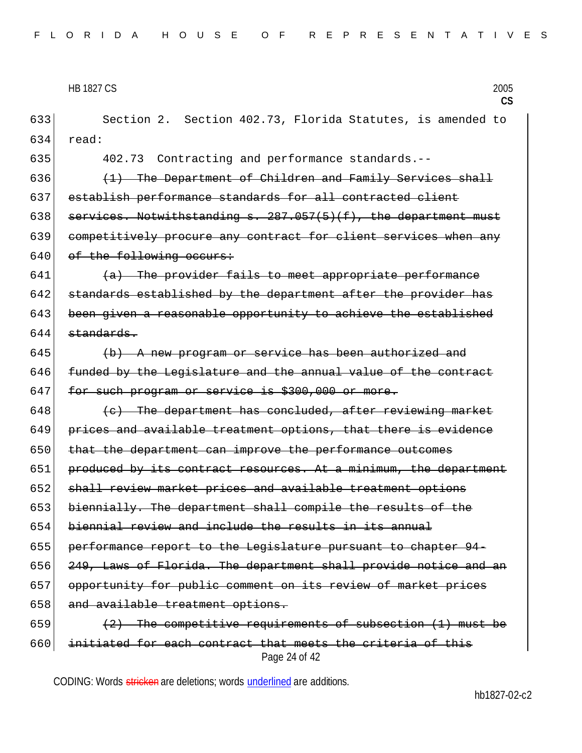Section 2. Section 402.73, Florida Statutes, is amended to read:

402.73 Contracting and performance standards.--

~~(1) The Department of Children and Family Services shall establish performance standards for all contracted client services. Notwithstanding s. 287.057(5)(f), the department must competitively procure any contract for client services when any of the following occurs:~~

~~(a) The provider fails to meet appropriate performance standards established by the department after the provider has been given a reasonable opportunity to achieve the established standards.~~

~~(b) A new program or service has been authorized and funded by the Legislature and the annual value of the contract for such program or service is $300,000 or more.~~

~~(c) The department has concluded, after reviewing market prices and available treatment options, that there is evidence that the department can improve the performance outcomes produced by its contract resources. At a minimum, the department shall review market prices and available treatment options biennially. The department shall compile the results of the biennial review and include the results in its annual performance report to the Legislature pursuant to chapter 94-249, Laws of Florida. The department shall provide notice and an opportunity for public comment on its review of market prices and available treatment options.~~

~~(2) The competitive requirements of subsection (1) must be initiated for each contract that meets the criteria of this~~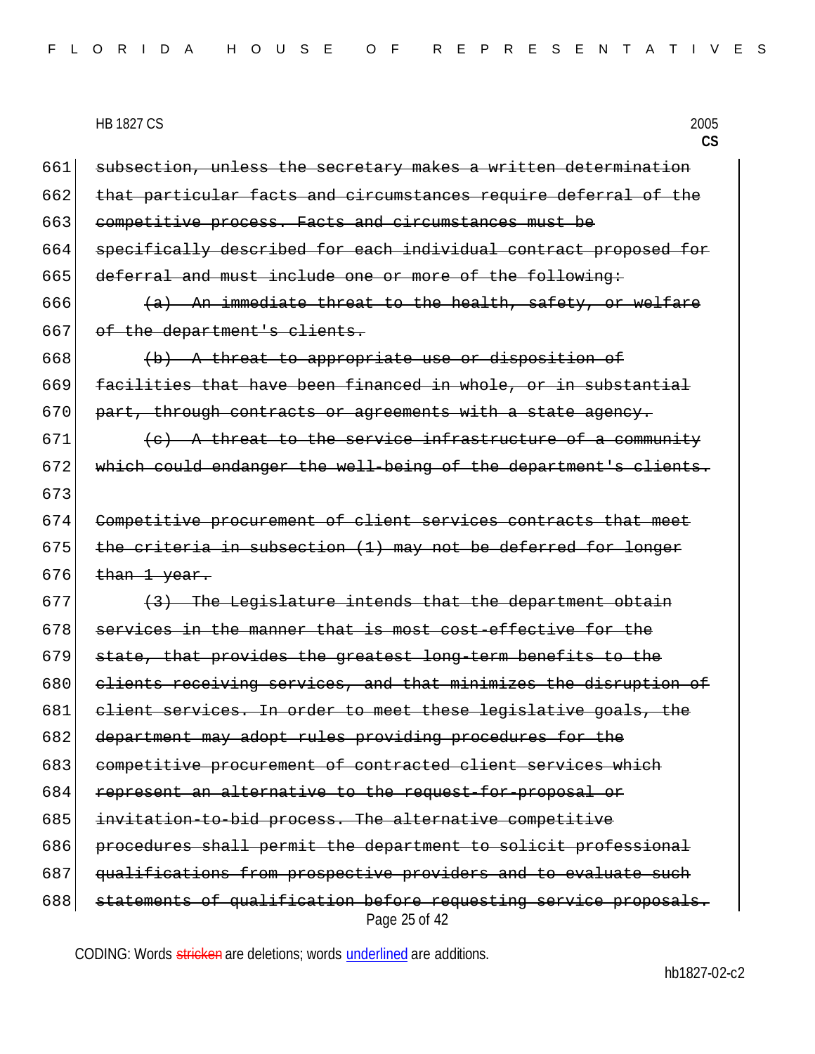subsection, unless the secretary makes a written determination that particular facts and circumstances require deferral of the competitive process. Facts and circumstances must be specifically described for each individual contract proposed for deferral and must include one or more of the following:

(a) An immediate threat to the health, safety, or welfare of the department's clients.

(b) A threat to appropriate use or disposition of facilities that have been financed in whole, or in substantial part, through contracts or agreements with a state agency.

(c) A threat to the service infrastructure of a community which could endanger the well-being of the department's clients.

Competitive procurement of client services contracts that meet the criteria in subsection (1) may not be deferred for longer than 1 year.

(3) The Legislature intends that the department obtain services in the manner that is most cost-effective for the state, that provides the greatest long-term benefits to the clients receiving services, and that minimizes the disruption of client services. In order to meet these legislative goals, the department may adopt rules providing procedures for the competitive procurement of contracted client services which represent an alternative to the request-for-proposal or invitation-to-bid process. The alternative competitive procedures shall permit the department to solicit professional qualifications from prospective providers and to evaluate such statements of qualification before requesting service proposals.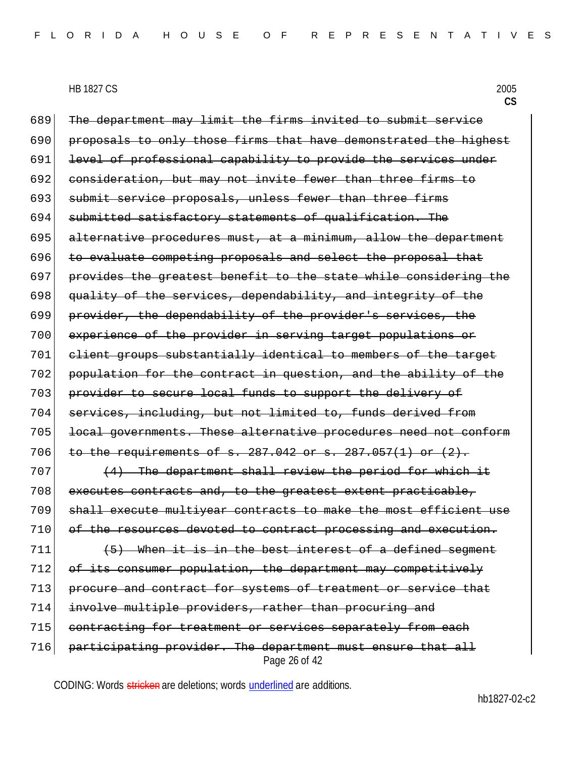~~The department may limit the firms invited to submit service proposals to only those firms that have demonstrated the highest level of professional capability to provide the services under consideration, but may not invite fewer than three firms to submit service proposals, unless fewer than three firms submitted satisfactory statements of qualification. The alternative procedures must, at a minimum, allow the department to evaluate competing proposals and select the proposal that provides the greatest benefit to the state while considering the quality of the services, dependability, and integrity of the provider, the dependability of the provider's services, the experience of the provider in serving target populations or client groups substantially identical to members of the target population for the contract in question, and the ability of the provider to secure local funds to support the delivery of services, including, but not limited to, funds derived from local governments. These alternative procedures need not conform to the requirements of s. 287.042 or s. 287.057(1) or (2).~~

~~(4) The department shall review the period for which it executes contracts and, to the greatest extent practicable, shall execute multiyear contracts to make the most efficient use of the resources devoted to contract processing and execution.~~

~~(5) When it is in the best interest of a defined segment of its consumer population, the department may competitively procure and contract for systems of treatment or service that involve multiple providers, rather than procuring and contracting for treatment or services separately from each participating provider. The department must ensure that all~~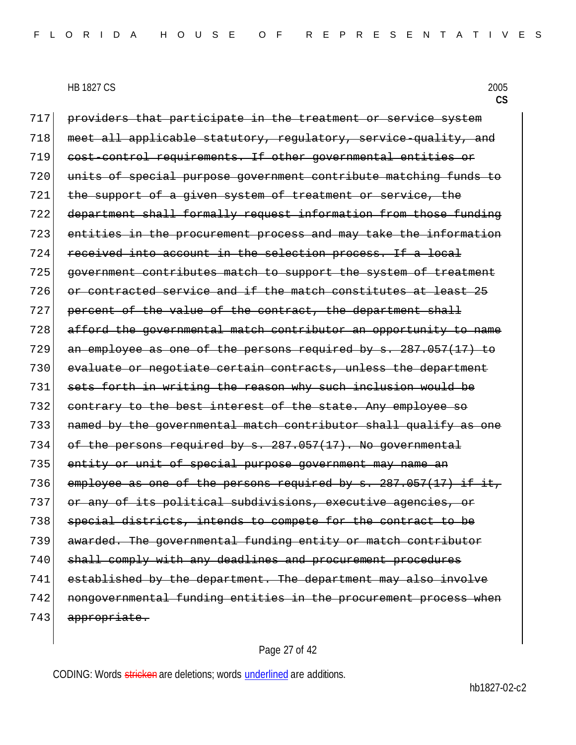717 ~~providers that participate in the treatment or service system~~
718 ~~meet all applicable statutory, regulatory, service-quality, and~~
719 ~~cost-control requirements. If other governmental entities or~~
720 ~~units of special purpose government contribute matching funds to~~
721 ~~the support of a given system of treatment or service, the~~
722 ~~department shall formally request information from those funding~~
723 ~~entities in the procurement process and may take the information~~
724 ~~received into account in the selection process. If a local~~
725 ~~government contributes match to support the system of treatment~~
726 ~~or contracted service and if the match constitutes at least 25~~
727 ~~percent of the value of the contract, the department shall~~
728 ~~afford the governmental match contributor an opportunity to name~~
729 ~~an employee as one of the persons required by s. 287.057(17) to~~
730 ~~evaluate or negotiate certain contracts, unless the department~~
731 ~~sets forth in writing the reason why such inclusion would be~~
732 ~~contrary to the best interest of the state. Any employee so~~
733 ~~named by the governmental match contributor shall qualify as one~~
734 ~~of the persons required by s. 287.057(17). No governmental~~
735 ~~entity or unit of special purpose government may name an~~
736 ~~employee as one of the persons required by s. 287.057(17) if it,~~
737 ~~or any of its political subdivisions, executive agencies, or~~
738 ~~special districts, intends to compete for the contract to be~~
739 ~~awarded. The governmental funding entity or match contributor~~
740 ~~shall comply with any deadlines and procurement procedures~~
741 ~~established by the department. The department may also involve~~
742 ~~nongovernmental funding entities in the procurement process when~~
743 ~~appropriate.~~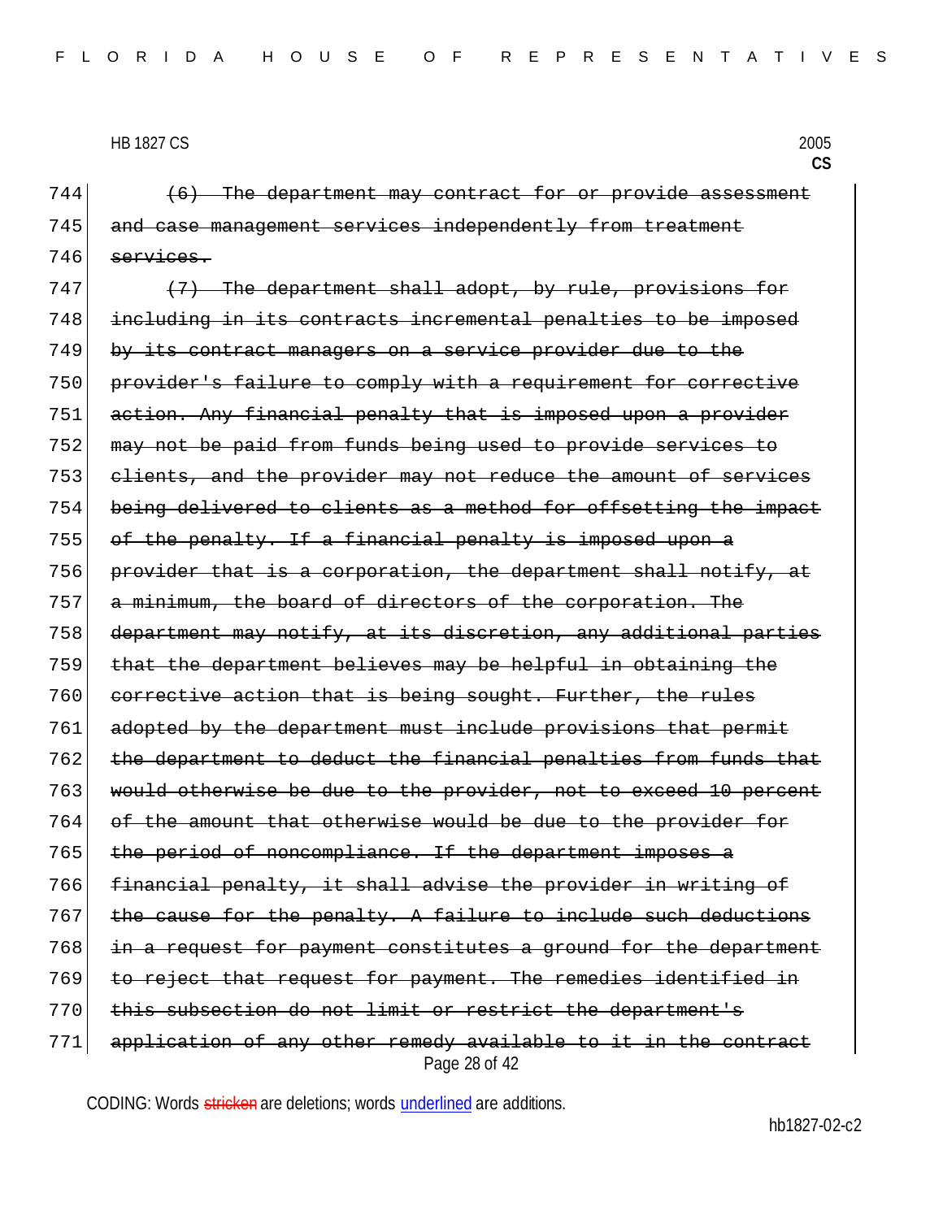~~(6) The department may contract for or provide assessment and case management services independently from treatment services.~~

~~(7) The department shall adopt, by rule, provisions for including in its contracts incremental penalties to be imposed by its contract managers on a service provider due to the provider's failure to comply with a requirement for corrective action. Any financial penalty that is imposed upon a provider may not be paid from funds being used to provide services to clients, and the provider may not reduce the amount of services being delivered to clients as a method for offsetting the impact of the penalty. If a financial penalty is imposed upon a provider that is a corporation, the department shall notify, at a minimum, the board of directors of the corporation. The department may notify, at its discretion, any additional parties that the department believes may be helpful in obtaining the corrective action that is being sought. Further, the rules adopted by the department must include provisions that permit the department to deduct the financial penalties from funds that would otherwise be due to the provider, not to exceed 10 percent of the amount that otherwise would be due to the provider for the period of noncompliance. If the department imposes a financial penalty, it shall advise the provider in writing of the cause for the penalty. A failure to include such deductions in a request for payment constitutes a ground for the department to reject that request for payment. The remedies identified in this subsection do not limit or restrict the department's application of any other remedy available to it in the contract~~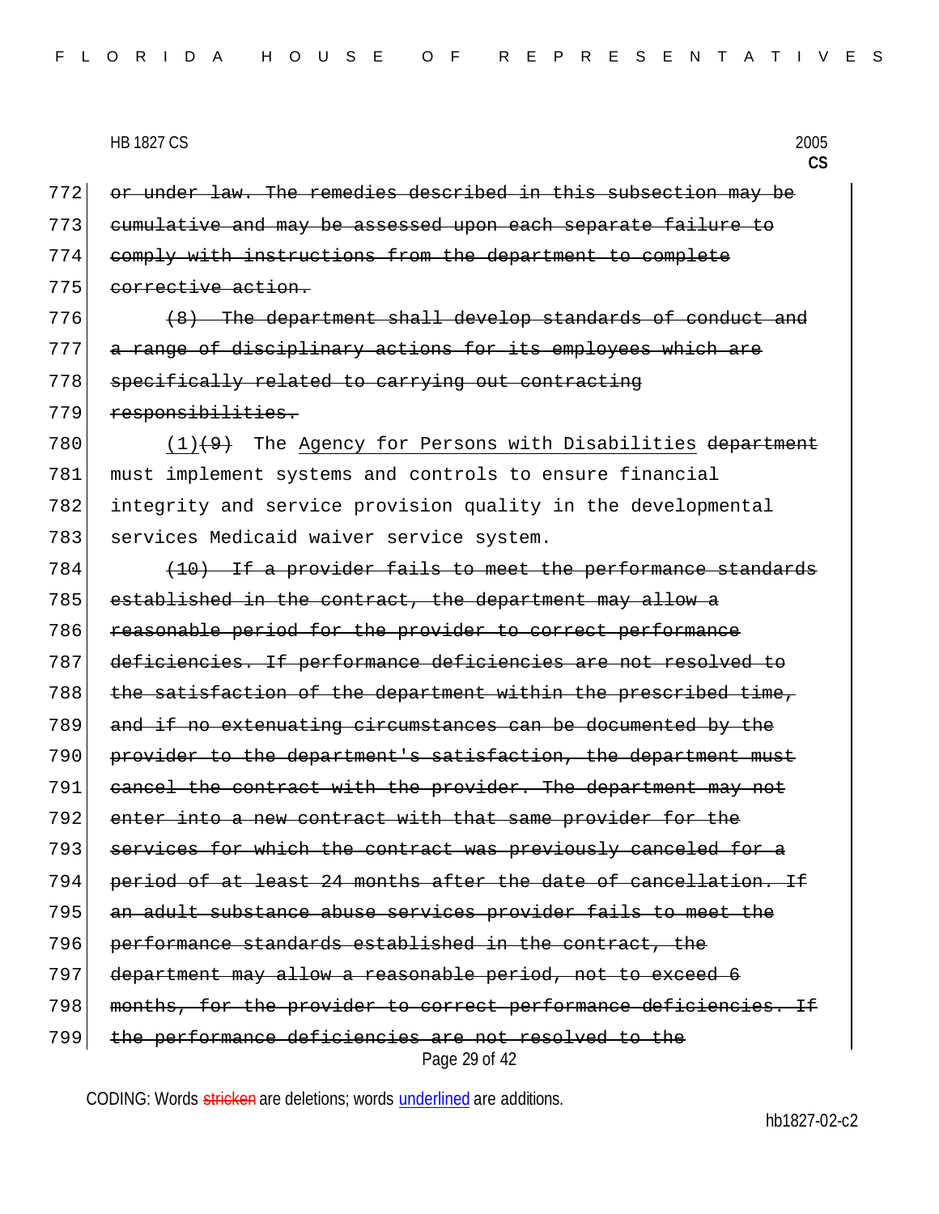772 ~~or under law. The remedies described in this subsection may be~~
773 ~~cumulative and may be assessed upon each separate failure to~~
774 ~~comply with instructions from the department to complete~~
775 ~~corrective action.~~

776 ~~(8) The department shall develop standards of conduct and~~
777 ~~a range of disciplinary actions for its employees which are~~
778 ~~specifically related to carrying out contracting~~
779 ~~responsibilities.~~

780 <u>(1)</u>~~(9)~~ The <u>Agency for Persons with Disabilities</u> ~~department~~
781 must implement systems and controls to ensure financial
782 integrity and service provision quality in the developmental
783 services Medicaid waiver service system.

784 ~~(10) If a provider fails to meet the performance standards~~
785 ~~established in the contract, the department may allow a~~
786 ~~reasonable period for the provider to correct performance~~
787 ~~deficiencies. If performance deficiencies are not resolved to~~
788 ~~the satisfaction of the department within the prescribed time,~~
789 ~~and if no extenuating circumstances can be documented by the~~
790 ~~provider to the department's satisfaction, the department must~~
791 ~~cancel the contract with the provider. The department may not~~
792 ~~enter into a new contract with that same provider for the~~
793 ~~services for which the contract was previously canceled for a~~
794 ~~period of at least 24 months after the date of cancellation. If~~
795 ~~an adult substance abuse services provider fails to meet the~~
796 ~~performance standards established in the contract, the~~
797 ~~department may allow a reasonable period, not to exceed 6~~
798 ~~months, for the provider to correct performance deficiencies. If~~
799 ~~the performance deficiencies are not resolved to the~~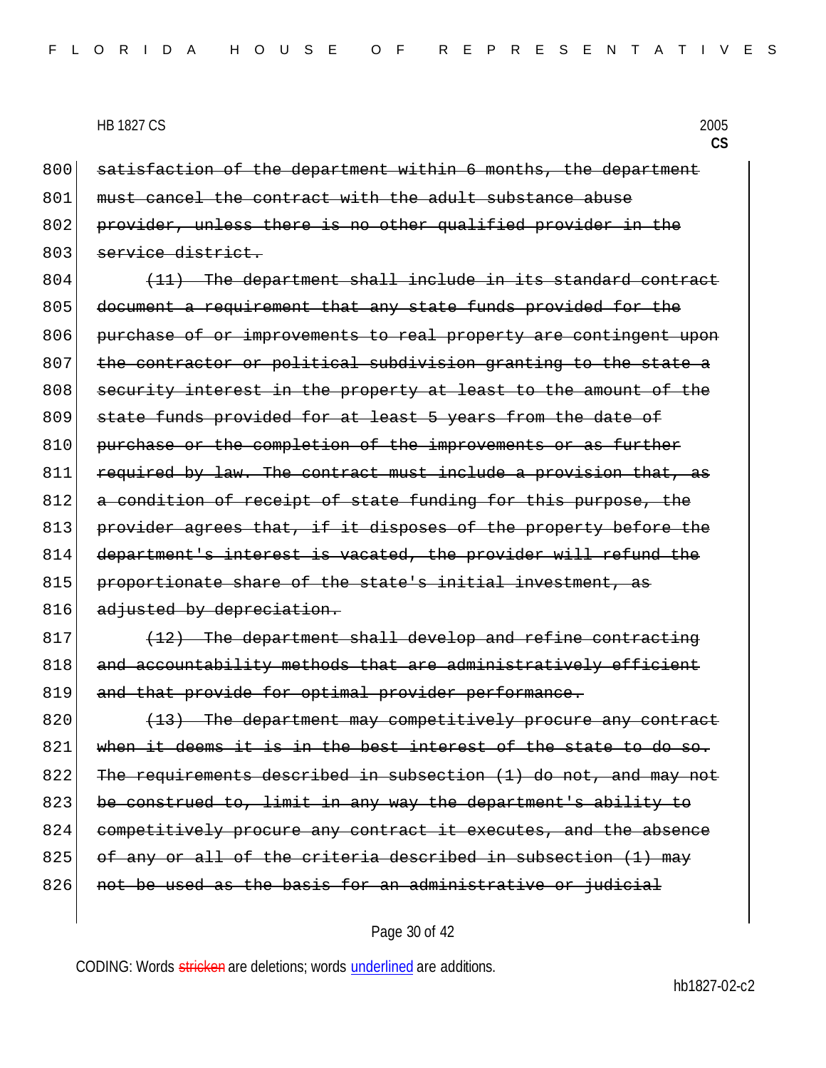800 ~~satisfaction of the department within 6 months, the department~~
801 ~~must cancel the contract with the adult substance abuse~~
802 ~~provider, unless there is no other qualified provider in the~~
803 ~~service district.~~

804 ~~(11) The department shall include in its standard contract~~
805 ~~document a requirement that any state funds provided for the~~
806 ~~purchase of or improvements to real property are contingent upon~~
807 ~~the contractor or political subdivision granting to the state a~~
808 ~~security interest in the property at least to the amount of the~~
809 ~~state funds provided for at least 5 years from the date of~~
810 ~~purchase or the completion of the improvements or as further~~
811 ~~required by law. The contract must include a provision that, as~~
812 ~~a condition of receipt of state funding for this purpose, the~~
813 ~~provider agrees that, if it disposes of the property before the~~
814 ~~department's interest is vacated, the provider will refund the~~
815 ~~proportionate share of the state's initial investment, as~~
816 ~~adjusted by depreciation.~~

817 ~~(12) The department shall develop and refine contracting~~
818 ~~and accountability methods that are administratively efficient~~
819 ~~and that provide for optimal provider performance.~~

820 ~~(13) The department may competitively procure any contract~~
821 ~~when it deems it is in the best interest of the state to do so.~~
822 ~~The requirements described in subsection (1) do not, and may not~~
823 ~~be construed to, limit in any way the department's ability to~~
824 ~~competitively procure any contract it executes, and the absence~~
825 ~~of any or all of the criteria described in subsection (1) may~~
826 ~~not be used as the basis for an administrative or judicial~~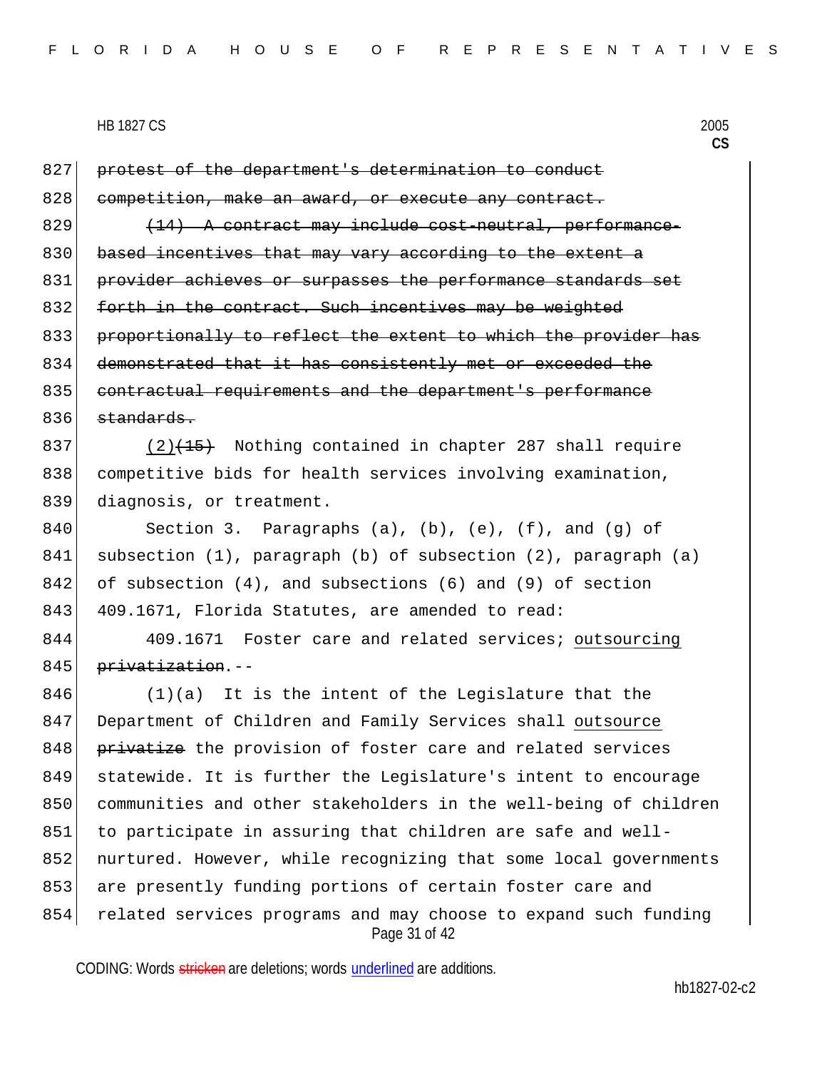827 ~~protest of the department's determination to conduct~~
828 ~~competition, make an award, or execute any contract.~~

829 ~~(14) A contract may include cost-neutral, performance-~~
830 ~~based incentives that may vary according to the extent a~~
831 ~~provider achieves or surpasses the performance standards set~~
832 ~~forth in the contract. Such incentives may be weighted~~
833 ~~proportionally to reflect the extent to which the provider has~~
834 ~~demonstrated that it has consistently met or exceeded the~~
835 ~~contractual requirements and the department's performance~~
836 ~~standards.~~

837 (2)~~(15)~~ Nothing contained in chapter 287 shall require
838 competitive bids for health services involving examination,
839 diagnosis, or treatment.

840 Section 3. Paragraphs (a), (b), (e), (f), and (g) of
841 subsection (1), paragraph (b) of subsection (2), paragraph (a)
842 of subsection (4), and subsections (6) and (9) of section
843 409.1671, Florida Statutes, are amended to read:

844 409.1671 Foster care and related services; outsourcing
845 ~~privatization~~.--

846 (1)(a) It is the intent of the Legislature that the
847 Department of Children and Family Services shall outsource
848 ~~privatize~~ the provision of foster care and related services
849 statewide. It is further the Legislature's intent to encourage
850 communities and other stakeholders in the well-being of children
851 to participate in assuring that children are safe and well-
852 nurtured. However, while recognizing that some local governments
853 are presently funding portions of certain foster care and
854 related services programs and may choose to expand such funding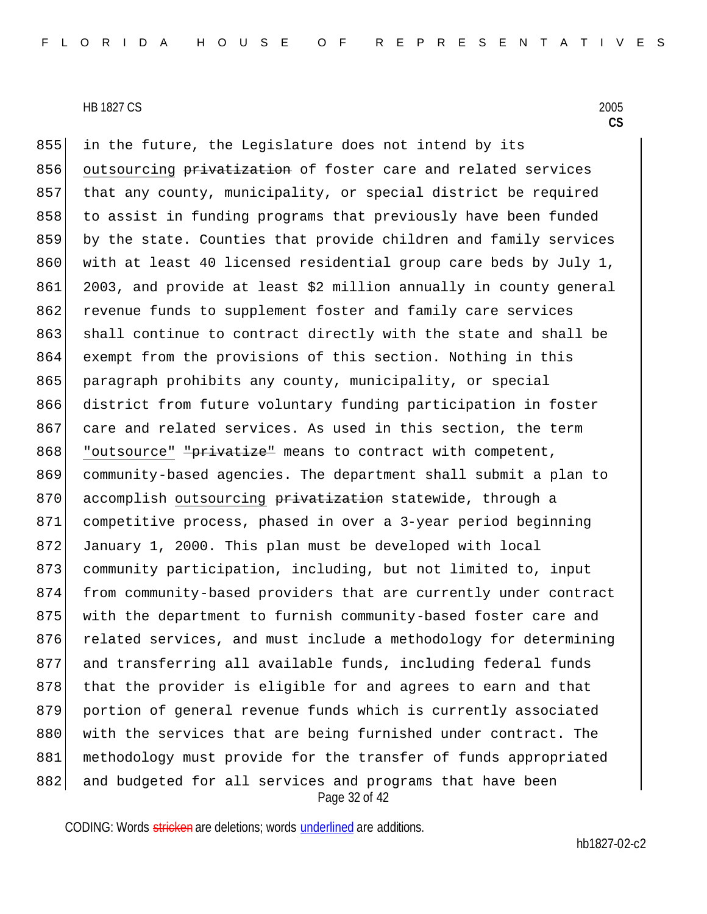in the future, the Legislature does not intend by its <u>outsourcing</u> ~~privatization~~ of foster care and related services that any county, municipality, or special district be required to assist in funding programs that previously have been funded by the state. Counties that provide children and family services with at least 40 licensed residential group care beds by July 1, 2003, and provide at least $2 million annually in county general revenue funds to supplement foster and family care services shall continue to contract directly with the state and shall be exempt from the provisions of this section. Nothing in this paragraph prohibits any county, municipality, or special district from future voluntary funding participation in foster care and related services. As used in this section, the term <u>"outsource"</u> ~~"privatize"~~ means to contract with competent, community-based agencies. The department shall submit a plan to accomplish <u>outsourcing</u> ~~privatization~~ statewide, through a competitive process, phased in over a 3-year period beginning January 1, 2000. This plan must be developed with local community participation, including, but not limited to, input from community-based providers that are currently under contract with the department to furnish community-based foster care and related services, and must include a methodology for determining and transferring all available funds, including federal funds that the provider is eligible for and agrees to earn and that portion of general revenue funds which is currently associated with the services that are being furnished under contract. The methodology must provide for the transfer of funds appropriated and budgeted for all services and programs that have been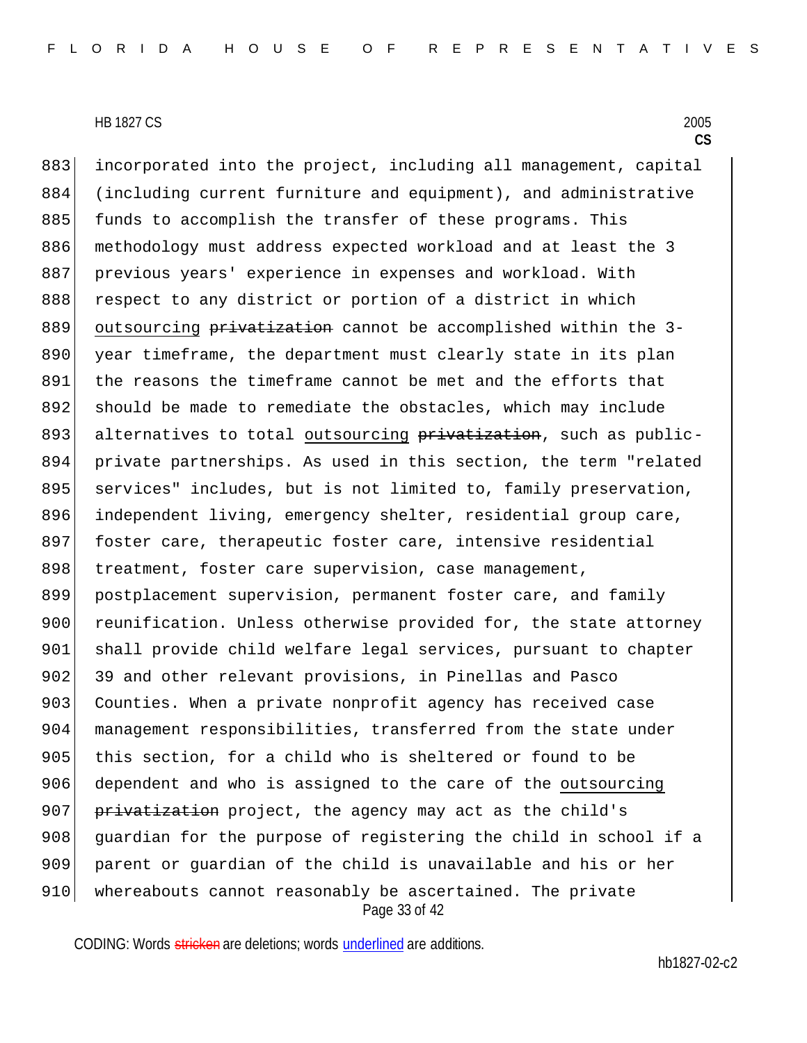incorporated into the project, including all management, capital (including current furniture and equipment), and administrative funds to accomplish the transfer of these programs. This methodology must address expected workload and at least the 3 previous years' experience in expenses and workload. With respect to any district or portion of a district in which <u>outsourcing</u> ~~privatization~~ cannot be accomplished within the 3-year timeframe, the department must clearly state in its plan the reasons the timeframe cannot be met and the efforts that should be made to remediate the obstacles, which may include alternatives to total <u>outsourcing</u> ~~privatization~~, such as public-private partnerships. As used in this section, the term "related services" includes, but is not limited to, family preservation, independent living, emergency shelter, residential group care, foster care, therapeutic foster care, intensive residential treatment, foster care supervision, case management, postplacement supervision, permanent foster care, and family reunification. Unless otherwise provided for, the state attorney shall provide child welfare legal services, pursuant to chapter 39 and other relevant provisions, in Pinellas and Pasco Counties. When a private nonprofit agency has received case management responsibilities, transferred from the state under this section, for a child who is sheltered or found to be dependent and who is assigned to the care of the <u>outsourcing</u> ~~privatization~~ project, the agency may act as the child's guardian for the purpose of registering the child in school if a parent or guardian of the child is unavailable and his or her whereabouts cannot reasonably be ascertained. The private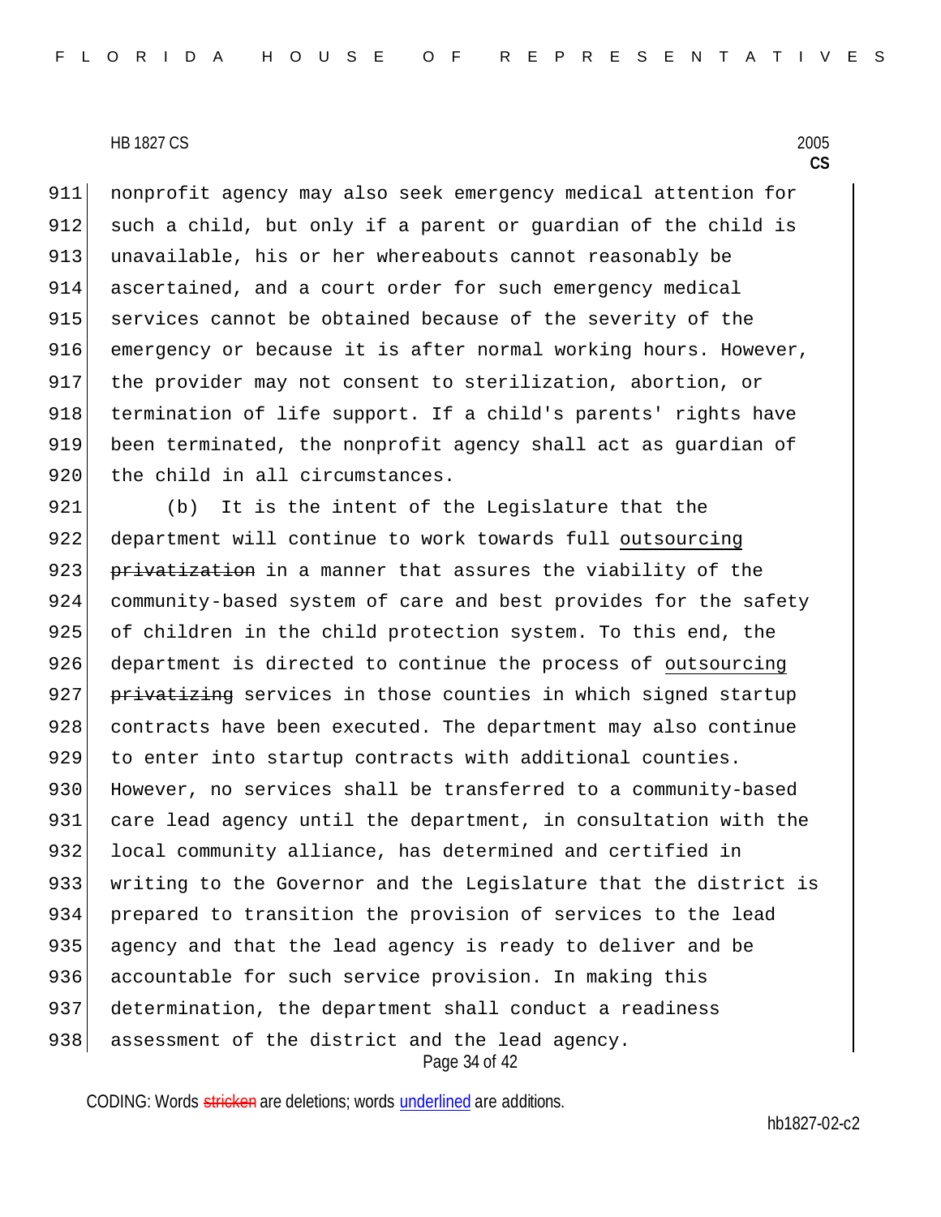nonprofit agency may also seek emergency medical attention for such a child, but only if a parent or guardian of the child is unavailable, his or her whereabouts cannot reasonably be ascertained, and a court order for such emergency medical services cannot be obtained because of the severity of the emergency or because it is after normal working hours. However, the provider may not consent to sterilization, abortion, or termination of life support. If a child's parents' rights have been terminated, the nonprofit agency shall act as guardian of the child in all circumstances.

(b) It is the intent of the Legislature that the department will continue to work towards full <u>outsourcing</u> ~~privatization~~ in a manner that assures the viability of the community-based system of care and best provides for the safety of children in the child protection system. To this end, the department is directed to continue the process of <u>outsourcing</u> ~~privatizing~~ services in those counties in which signed startup contracts have been executed. The department may also continue to enter into startup contracts with additional counties. However, no services shall be transferred to a community-based care lead agency until the department, in consultation with the local community alliance, has determined and certified in writing to the Governor and the Legislature that the district is prepared to transition the provision of services to the lead agency and that the lead agency is ready to deliver and be accountable for such service provision. In making this determination, the department shall conduct a readiness assessment of the district and the lead agency.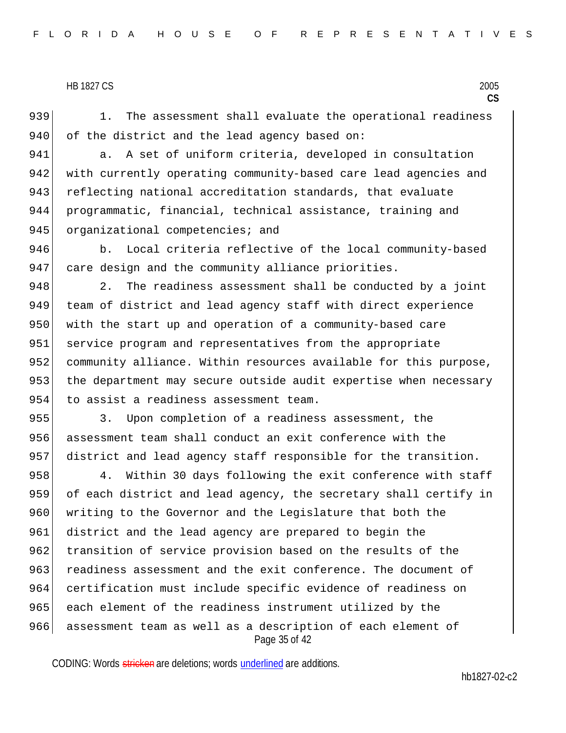1. The assessment shall evaluate the operational readiness of the district and the lead agency based on:

a. A set of uniform criteria, developed in consultation with currently operating community-based care lead agencies and reflecting national accreditation standards, that evaluate programmatic, financial, technical assistance, training and organizational competencies; and

b. Local criteria reflective of the local community-based care design and the community alliance priorities.

2. The readiness assessment shall be conducted by a joint team of district and lead agency staff with direct experience with the start up and operation of a community-based care service program and representatives from the appropriate community alliance. Within resources available for this purpose, the department may secure outside audit expertise when necessary to assist a readiness assessment team.

3. Upon completion of a readiness assessment, the assessment team shall conduct an exit conference with the district and lead agency staff responsible for the transition.

4. Within 30 days following the exit conference with staff of each district and lead agency, the secretary shall certify in writing to the Governor and the Legislature that both the district and the lead agency are prepared to begin the transition of service provision based on the results of the readiness assessment and the exit conference. The document of certification must include specific evidence of readiness on each element of the readiness instrument utilized by the assessment team as well as a description of each element of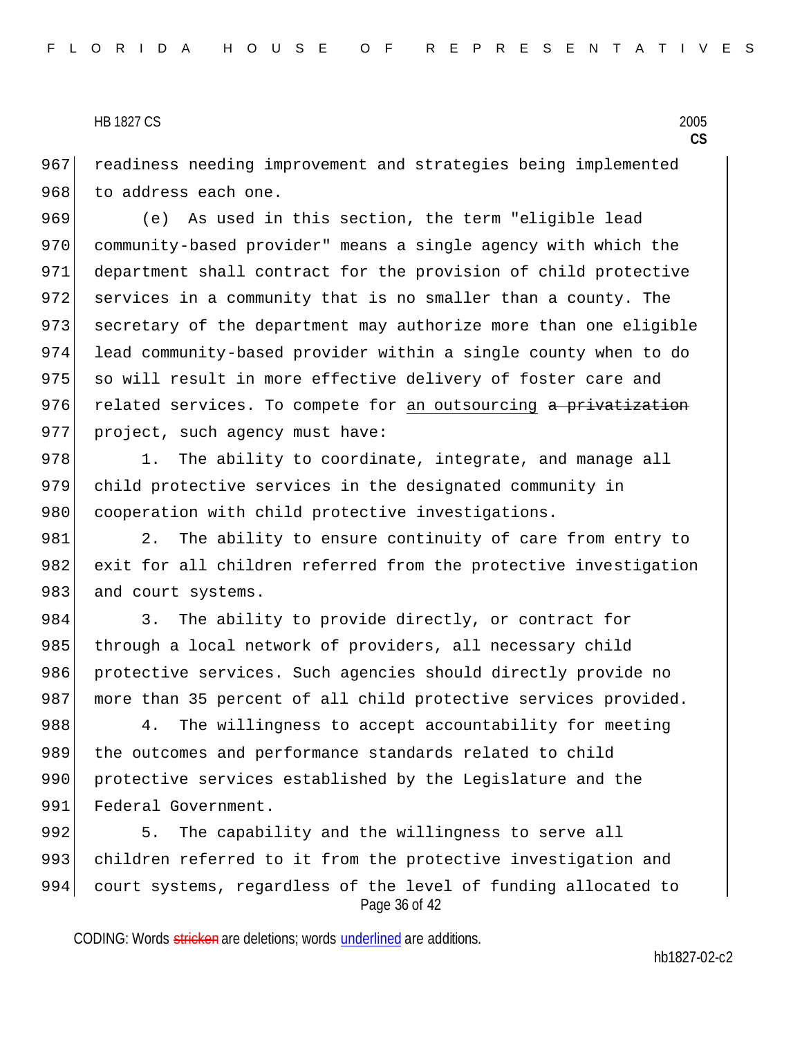readiness needing improvement and strategies being implemented to address each one.

(e) As used in this section, the term "eligible lead community-based provider" means a single agency with which the department shall contract for the provision of child protective services in a community that is no smaller than a county. The secretary of the department may authorize more than one eligible lead community-based provider within a single county when to do so will result in more effective delivery of foster care and related services. To compete for <u>an outsourcing</u> ~~a privatization~~ project, such agency must have:

1. The ability to coordinate, integrate, and manage all child protective services in the designated community in cooperation with child protective investigations.

2. The ability to ensure continuity of care from entry to exit for all children referred from the protective investigation and court systems.

3. The ability to provide directly, or contract for through a local network of providers, all necessary child protective services. Such agencies should directly provide no more than 35 percent of all child protective services provided.

4. The willingness to accept accountability for meeting the outcomes and performance standards related to child protective services established by the Legislature and the Federal Government.

5. The capability and the willingness to serve all children referred to it from the protective investigation and court systems, regardless of the level of funding allocated to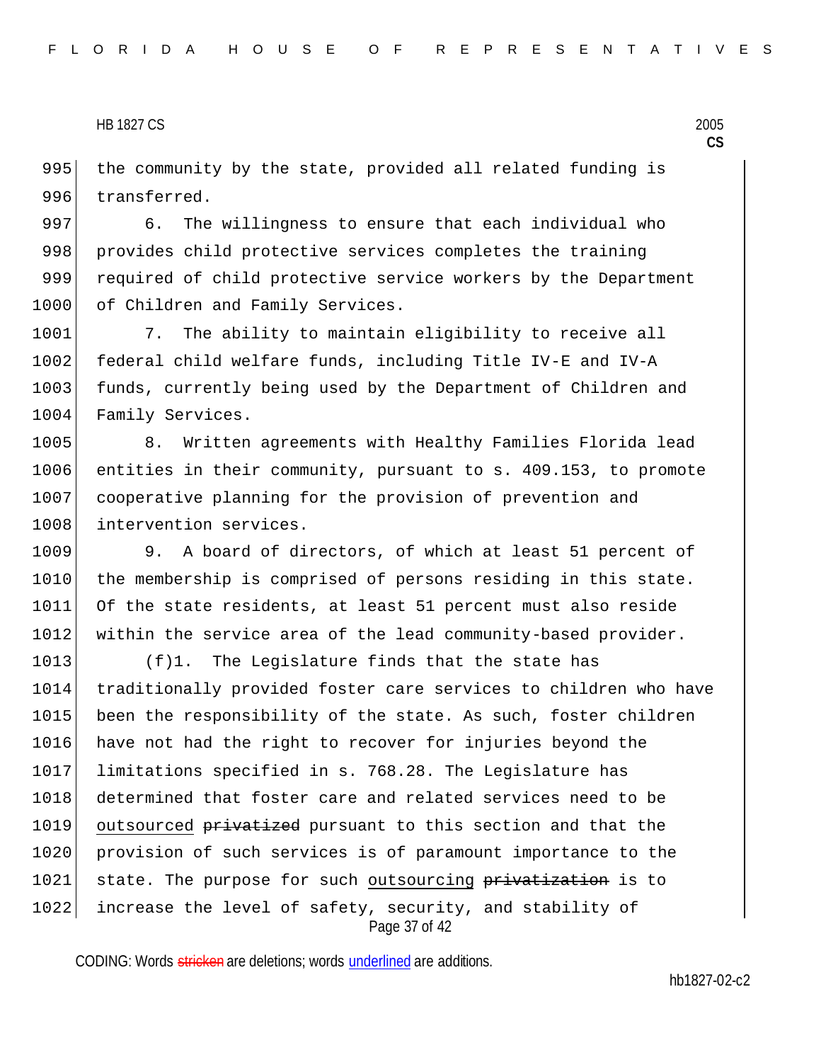the community by the state, provided all related funding is transferred.

6. The willingness to ensure that each individual who provides child protective services completes the training required of child protective service workers by the Department of Children and Family Services.

7. The ability to maintain eligibility to receive all federal child welfare funds, including Title IV-E and IV-A funds, currently being used by the Department of Children and Family Services.

8. Written agreements with Healthy Families Florida lead entities in their community, pursuant to s. 409.153, to promote cooperative planning for the provision of prevention and intervention services.

9. A board of directors, of which at least 51 percent of the membership is comprised of persons residing in this state. Of the state residents, at least 51 percent must also reside within the service area of the lead community-based provider.

(f)1. The Legislature finds that the state has traditionally provided foster care services to children who have been the responsibility of the state. As such, foster children have not had the right to recover for injuries beyond the limitations specified in s. 768.28. The Legislature has determined that foster care and related services need to be outsourced ~~privatized~~ pursuant to this section and that the provision of such services is of paramount importance to the state. The purpose for such outsourcing ~~privatization~~ is to increase the level of safety, security, and stability of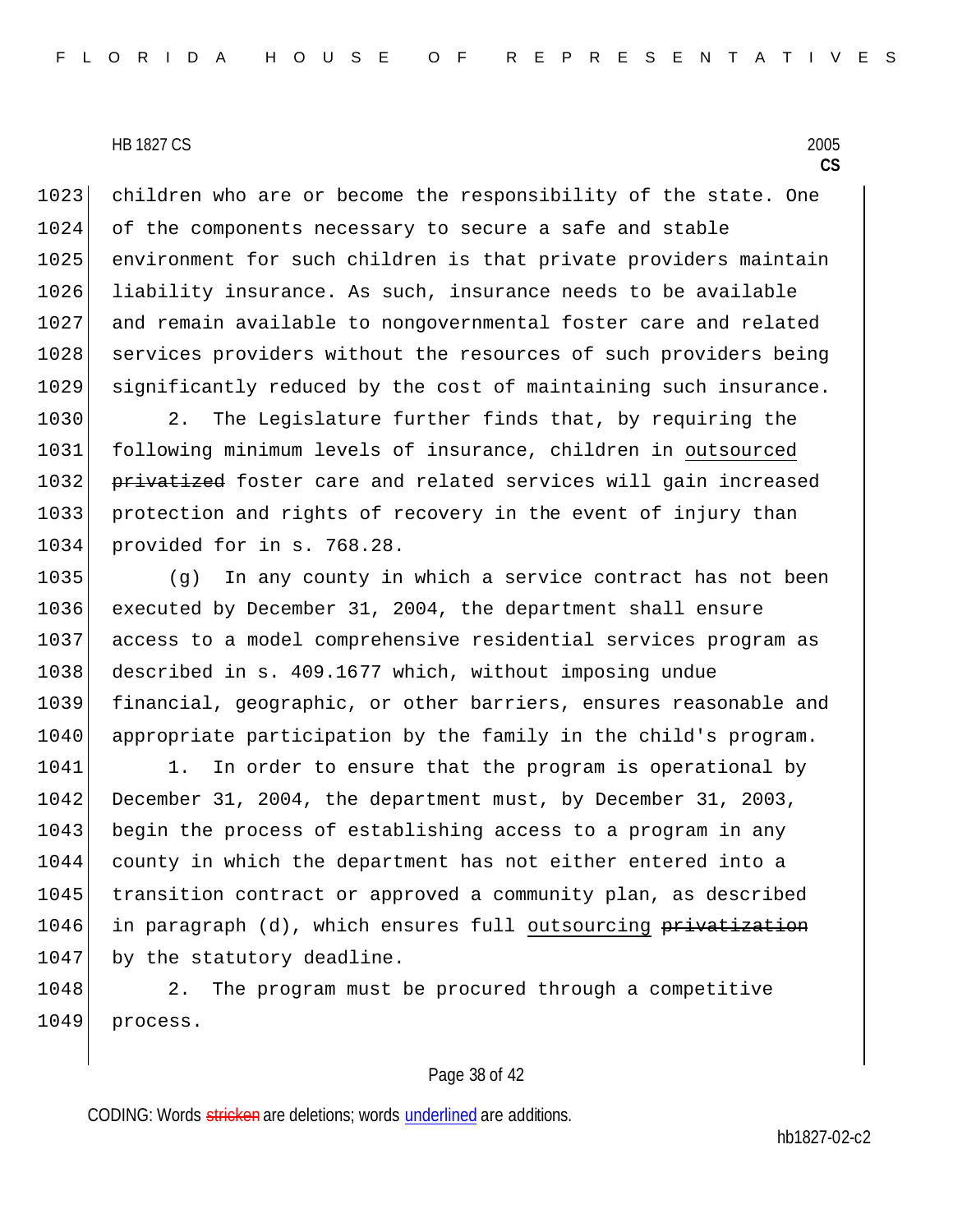children who are or become the responsibility of the state. One of the components necessary to secure a safe and stable environment for such children is that private providers maintain liability insurance. As such, insurance needs to be available and remain available to nongovernmental foster care and related services providers without the resources of such providers being significantly reduced by the cost of maintaining such insurance.

2. The Legislature further finds that, by requiring the following minimum levels of insurance, children in <u>outsourced</u> ~~privatized~~ foster care and related services will gain increased protection and rights of recovery in the event of injury than provided for in s. 768.28.

(g) In any county in which a service contract has not been executed by December 31, 2004, the department shall ensure access to a model comprehensive residential services program as described in s. 409.1677 which, without imposing undue financial, geographic, or other barriers, ensures reasonable and appropriate participation by the family in the child's program.

1. In order to ensure that the program is operational by December 31, 2004, the department must, by December 31, 2003, begin the process of establishing access to a program in any county in which the department has not either entered into a transition contract or approved a community plan, as described in paragraph (d), which ensures full <u>outsourcing</u> ~~privatization~~ by the statutory deadline.

2. The program must be procured through a competitive process.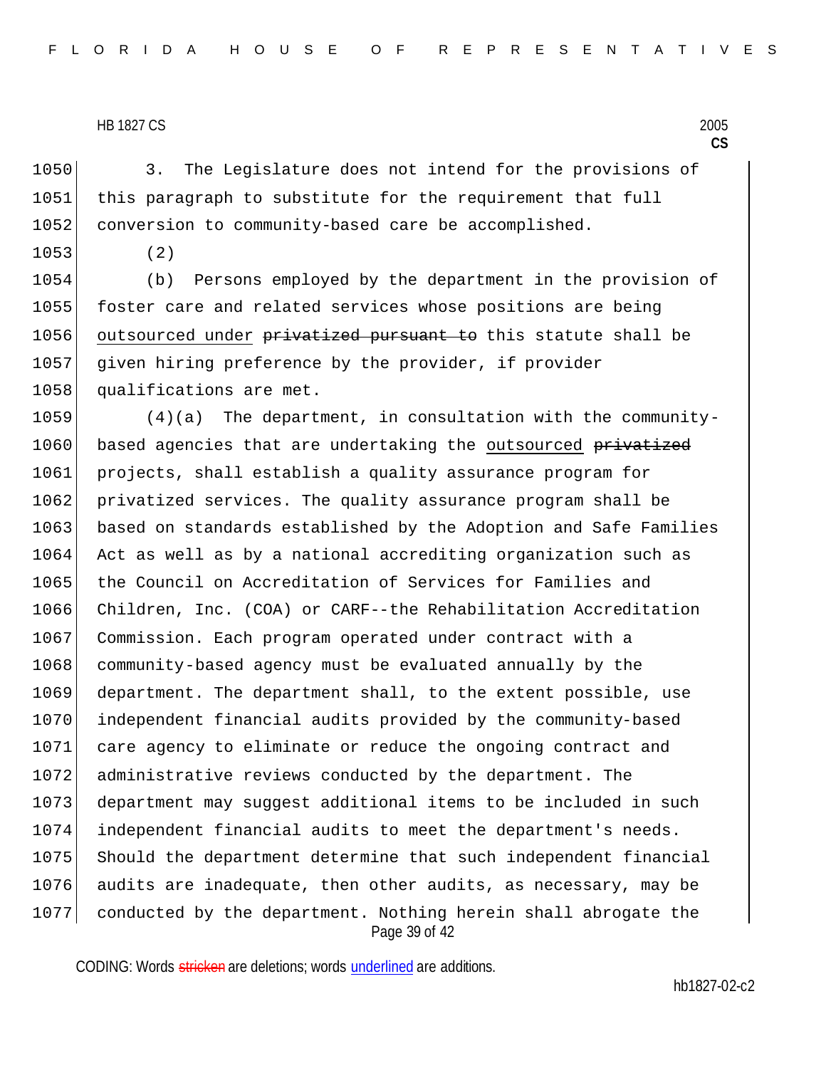3. The Legislature does not intend for the provisions of this paragraph to substitute for the requirement that full conversion to community-based care be accomplished.

(2)

(b) Persons employed by the department in the provision of foster care and related services whose positions are being <u>outsourced under</u> ~~privatized pursuant to~~ this statute shall be given hiring preference by the provider, if provider qualifications are met.

(4)(a) The department, in consultation with the community-based agencies that are undertaking the <u>outsourced</u> ~~privatized~~ projects, shall establish a quality assurance program for privatized services. The quality assurance program shall be based on standards established by the Adoption and Safe Families Act as well as by a national accrediting organization such as the Council on Accreditation of Services for Families and Children, Inc. (COA) or CARF--the Rehabilitation Accreditation Commission. Each program operated under contract with a community-based agency must be evaluated annually by the department. The department shall, to the extent possible, use independent financial audits provided by the community-based care agency to eliminate or reduce the ongoing contract and administrative reviews conducted by the department. The department may suggest additional items to be included in such independent financial audits to meet the department's needs. Should the department determine that such independent financial audits are inadequate, then other audits, as necessary, may be conducted by the department. Nothing herein shall abrogate the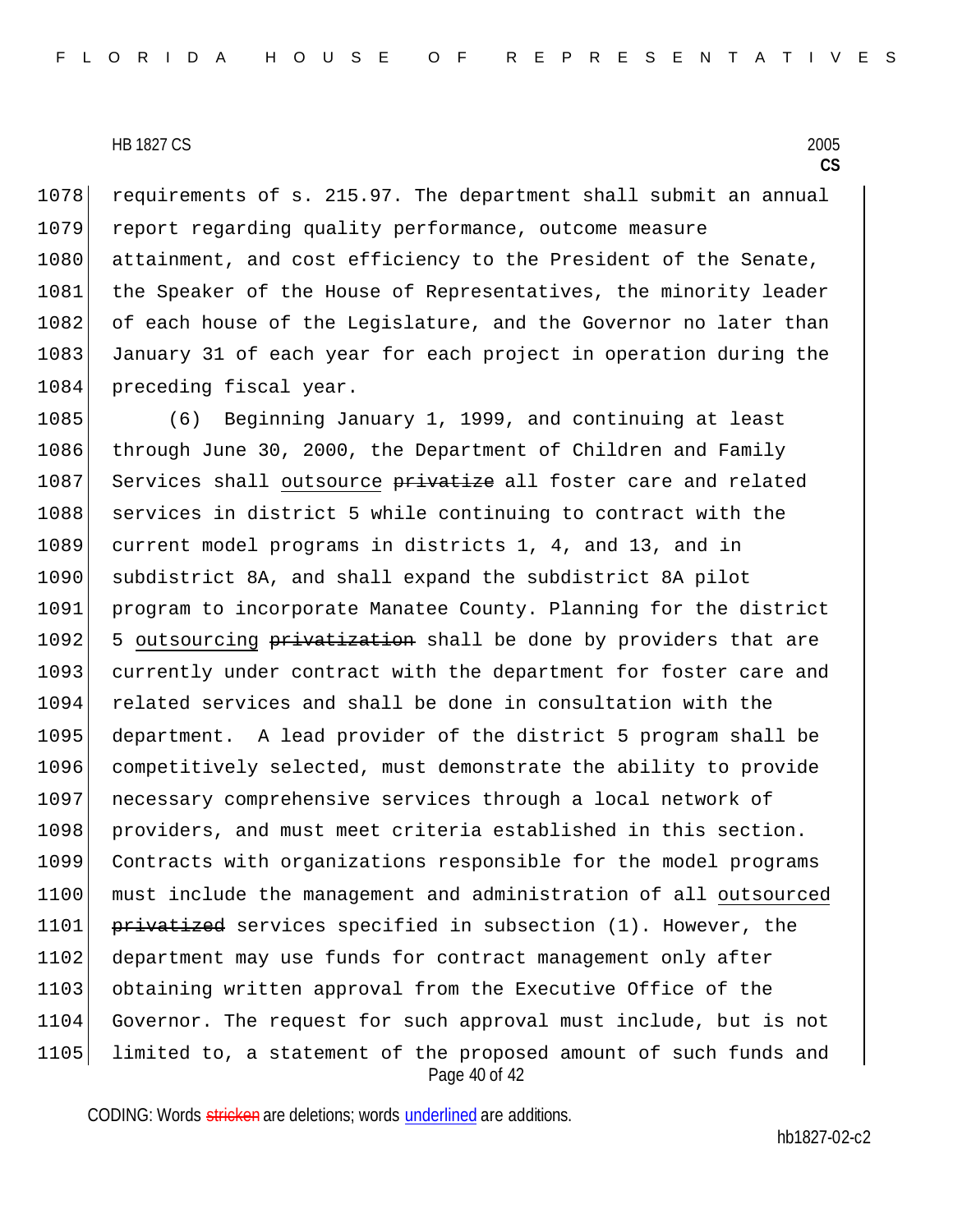requirements of s. 215.97. The department shall submit an annual report regarding quality performance, outcome measure attainment, and cost efficiency to the President of the Senate, the Speaker of the House of Representatives, the minority leader of each house of the Legislature, and the Governor no later than January 31 of each year for each project in operation during the preceding fiscal year.

(6) Beginning January 1, 1999, and continuing at least through June 30, 2000, the Department of Children and Family Services shall <u>outsource</u> ~~privatize~~ all foster care and related services in district 5 while continuing to contract with the current model programs in districts 1, 4, and 13, and in subdistrict 8A, and shall expand the subdistrict 8A pilot program to incorporate Manatee County. Planning for the district 5 <u>outsourcing</u> ~~privatization~~ shall be done by providers that are currently under contract with the department for foster care and related services and shall be done in consultation with the department. A lead provider of the district 5 program shall be competitively selected, must demonstrate the ability to provide necessary comprehensive services through a local network of providers, and must meet criteria established in this section. Contracts with organizations responsible for the model programs must include the management and administration of all <u>outsourced</u> ~~privatized~~ services specified in subsection (1). However, the department may use funds for contract management only after obtaining written approval from the Executive Office of the Governor. The request for such approval must include, but is not limited to, a statement of the proposed amount of such funds and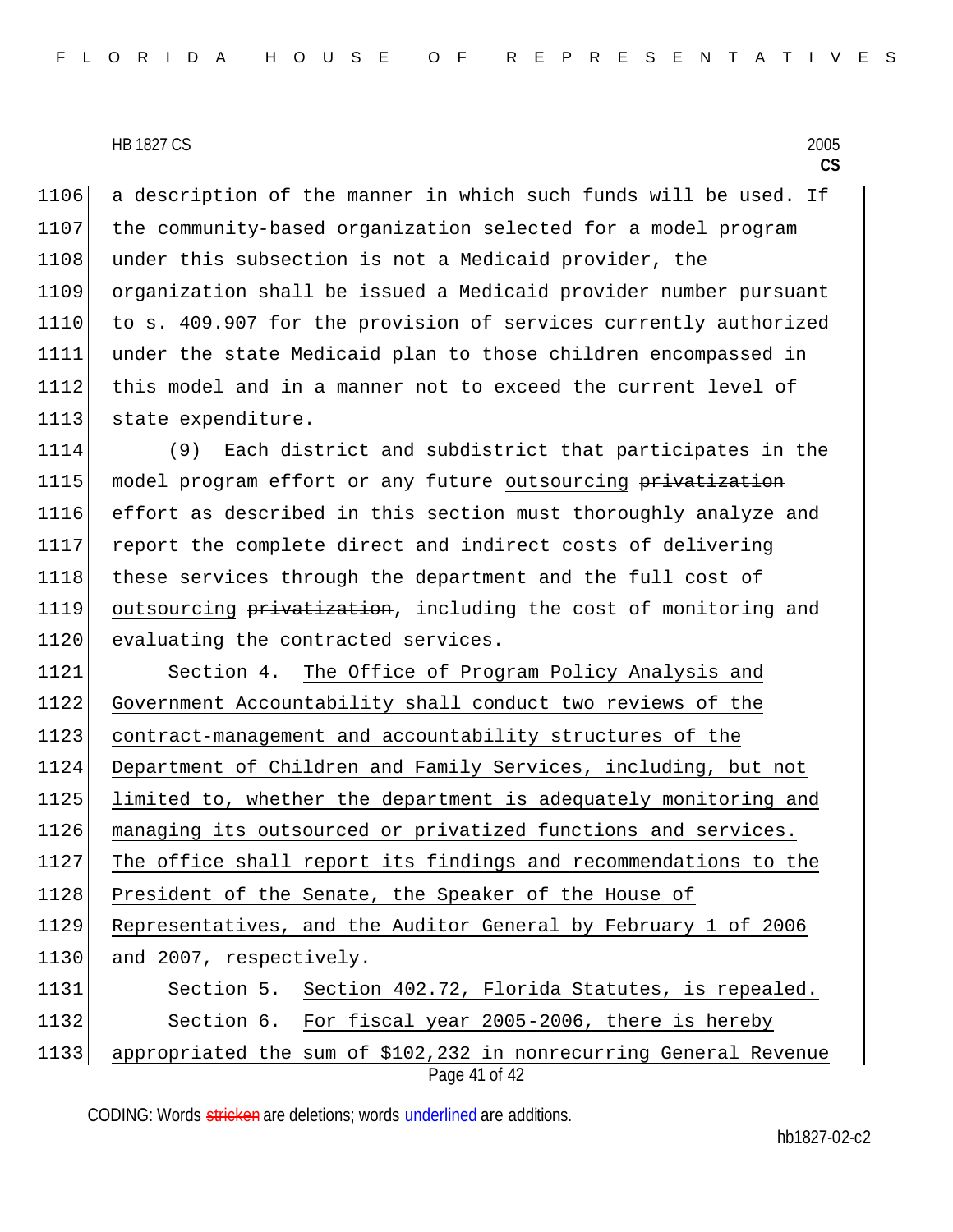a description of the manner in which such funds will be used. If the community-based organization selected for a model program under this subsection is not a Medicaid provider, the organization shall be issued a Medicaid provider number pursuant to s. 409.907 for the provision of services currently authorized under the state Medicaid plan to those children encompassed in this model and in a manner not to exceed the current level of state expenditure.

(9) Each district and subdistrict that participates in the model program effort or any future outsourcing ~~privatization~~ effort as described in this section must thoroughly analyze and report the complete direct and indirect costs of delivering these services through the department and the full cost of outsourcing ~~privatization~~, including the cost of monitoring and evaluating the contracted services.

Section 4. The Office of Program Policy Analysis and Government Accountability shall conduct two reviews of the contract-management and accountability structures of the Department of Children and Family Services, including, but not limited to, whether the department is adequately monitoring and managing its outsourced or privatized functions and services. The office shall report its findings and recommendations to the President of the Senate, the Speaker of the House of Representatives, and the Auditor General by February 1 of 2006 and 2007, respectively.

Section 5. Section 402.72, Florida Statutes, is repealed.

Section 6. For fiscal year 2005-2006, there is hereby appropriated the sum of $102,232 in nonrecurring General Revenue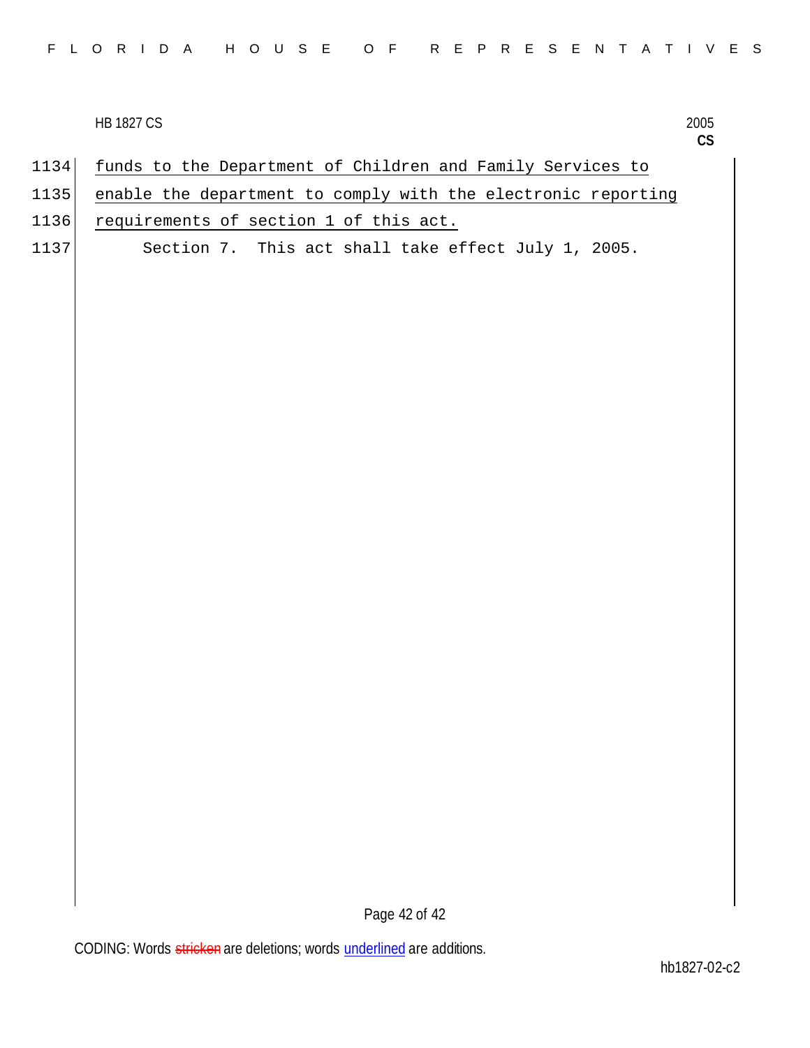1134 <u>funds to the Department of Children and Family Services to</u>
1135 <u>enable the department to comply with the electronic reporting</u>
1136 <u>requirements of section 1 of this act.</u>
1137 Section 7. This act shall take effect July 1, 2005.

CODING: Words ~~stricken~~ are deletions; words <u>underlined</u> are additions.